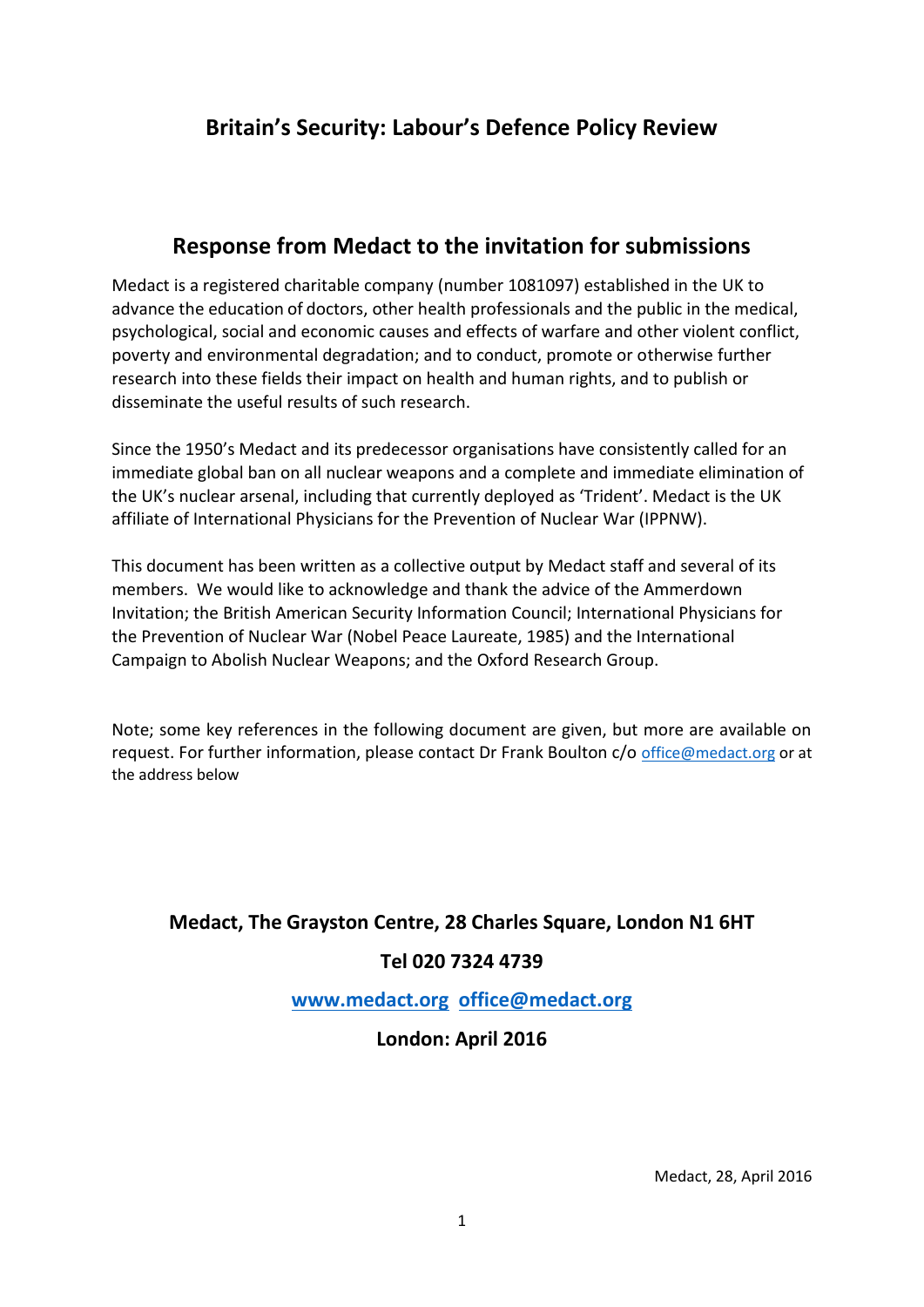# Britain's Security: Labour's Defence Policy Review

## Response from Medact to the invitation for submissions

Medact is a registered charitable company (number 1081097) established in the UK to advance the education of doctors, other health professionals and the public in the medical, psychological, social and economic causes and effects of warfare and other violent conflict, poverty and environmental degradation; and to conduct, promote or otherwise further research into these fields their impact on health and human rights, and to publish or disseminate the useful results of such research.

Since the 1950's Medact and its predecessor organisations have consistently called for an immediate global ban on all nuclear weapons and a complete and immediate elimination of the UK's nuclear arsenal, including that currently deployed as 'Trident'. Medact is the UK affiliate of International Physicians for the Prevention of Nuclear War (IPPNW).

This document has been written as a collective output by Medact staff and several of its members. We would like to acknowledge and thank the advice of the Ammerdown Invitation; the British American Security Information Council; International Physicians for the Prevention of Nuclear War (Nobel Peace Laureate, 1985) and the International Campaign to Abolish Nuclear Weapons; and the Oxford Research Group.

Note; some key references in the following document are given, but more are available on request. For further information, please contact Dr Frank Boulton c/o office@medact.org or at the address below

**Medact, The Grayston Centre, 28 Charles Square, London N1 6HT**

**Tel 020 7324 4739**

**www.medact.org office@medact.org**

**London: April 2016**

Medact, 28, April 2016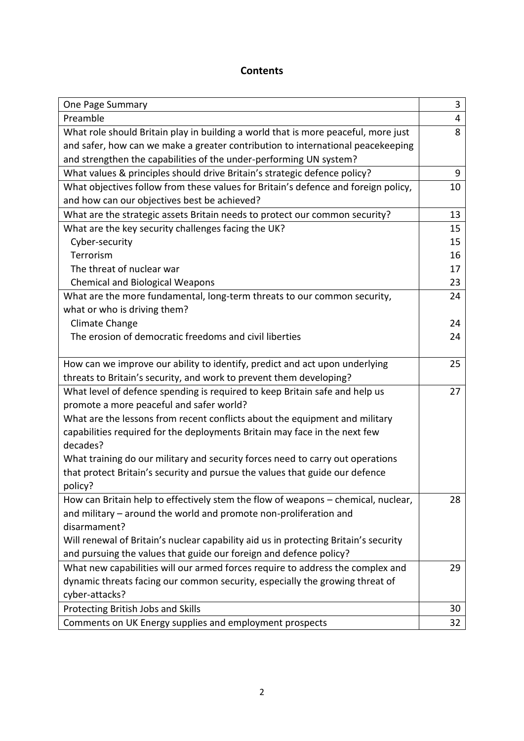## Contents

| | |
|---|---|
| One Page Summary | 3 |
| Preamble | 4 |
| What role should Britain play in building a world that is more peaceful, more just and safer, how can we make a greater contribution to international peacekeeping and strengthen the capabilities of the under-performing UN system? | 8 |
| What values & principles should drive Britain's strategic defence policy? | 9 |
| What objectives follow from these values for Britain's defence and foreign policy, and how can our objectives best be achieved? | 10 |
| What are the strategic assets Britain needs to protect our common security? | 13 |
| What are the key security challenges facing the UK? | 15 |
| Cyber-security | 15 |
| Terrorism | 16 |
| The threat of nuclear war | 17 |
| Chemical and Biological Weapons | 23 |
| What are the more fundamental, long-term threats to our common security, what or who is driving them? | 24 |
| Climate Change | 24 |
| The erosion of democratic freedoms and civil liberties | 24 |
| How can we improve our ability to identify, predict and act upon underlying threats to Britain's security, and work to prevent them developing? | 25 |
| What level of defence spending is required to keep Britain safe and help us promote a more peaceful and safer world? What are the lessons from recent conflicts about the equipment and military capabilities required for the deployments Britain may face in the next few decades? What training do our military and security forces need to carry out operations that protect Britain's security and pursue the values that guide our defence policy? | 27 |
| How can Britain help to effectively stem the flow of weapons – chemical, nuclear, and military – around the world and promote non-proliferation and disarmament? Will renewal of Britain's nuclear capability aid us in protecting Britain's security and pursuing the values that guide our foreign and defence policy? | 28 |
| What new capabilities will our armed forces require to address the complex and dynamic threats facing our common security, especially the growing threat of cyber-attacks? | 29 |
| Protecting British Jobs and Skills | 30 |
| Comments on UK Energy supplies and employment prospects | 32 |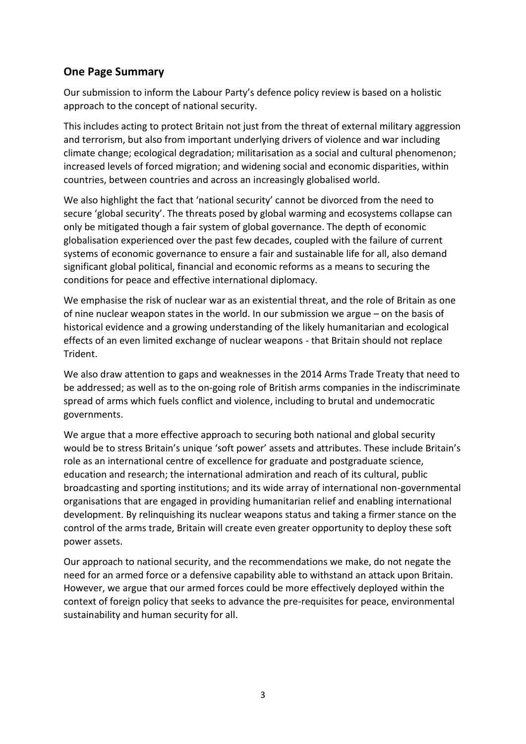## One Page Summary

Our submission to inform the Labour Party's defence policy review is based on a holistic approach to the concept of national security.

This includes acting to protect Britain not just from the threat of external military aggression and terrorism, but also from important underlying drivers of violence and war including climate change; ecological degradation; militarisation as a social and cultural phenomenon; increased levels of forced migration; and widening social and economic disparities, within countries, between countries and across an increasingly globalised world.

We also highlight the fact that 'national security' cannot be divorced from the need to secure 'global security'. The threats posed by global warming and ecosystems collapse can only be mitigated though a fair system of global governance. The depth of economic globalisation experienced over the past few decades, coupled with the failure of current systems of economic governance to ensure a fair and sustainable life for all, also demand significant global political, financial and economic reforms as a means to securing the conditions for peace and effective international diplomacy.

We emphasise the risk of nuclear war as an existential threat, and the role of Britain as one of nine nuclear weapon states in the world. In our submission we argue – on the basis of historical evidence and a growing understanding of the likely humanitarian and ecological effects of an even limited exchange of nuclear weapons - that Britain should not replace Trident.

We also draw attention to gaps and weaknesses in the 2014 Arms Trade Treaty that need to be addressed; as well as to the on-going role of British arms companies in the indiscriminate spread of arms which fuels conflict and violence, including to brutal and undemocratic governments.

We argue that a more effective approach to securing both national and global security would be to stress Britain's unique 'soft power' assets and attributes. These include Britain's role as an international centre of excellence for graduate and postgraduate science, education and research; the international admiration and reach of its cultural, public broadcasting and sporting institutions; and its wide array of international non-governmental organisations that are engaged in providing humanitarian relief and enabling international development. By relinquishing its nuclear weapons status and taking a firmer stance on the control of the arms trade, Britain will create even greater opportunity to deploy these soft power assets.

Our approach to national security, and the recommendations we make, do not negate the need for an armed force or a defensive capability able to withstand an attack upon Britain. However, we argue that our armed forces could be more effectively deployed within the context of foreign policy that seeks to advance the pre-requisites for peace, environmental sustainability and human security for all.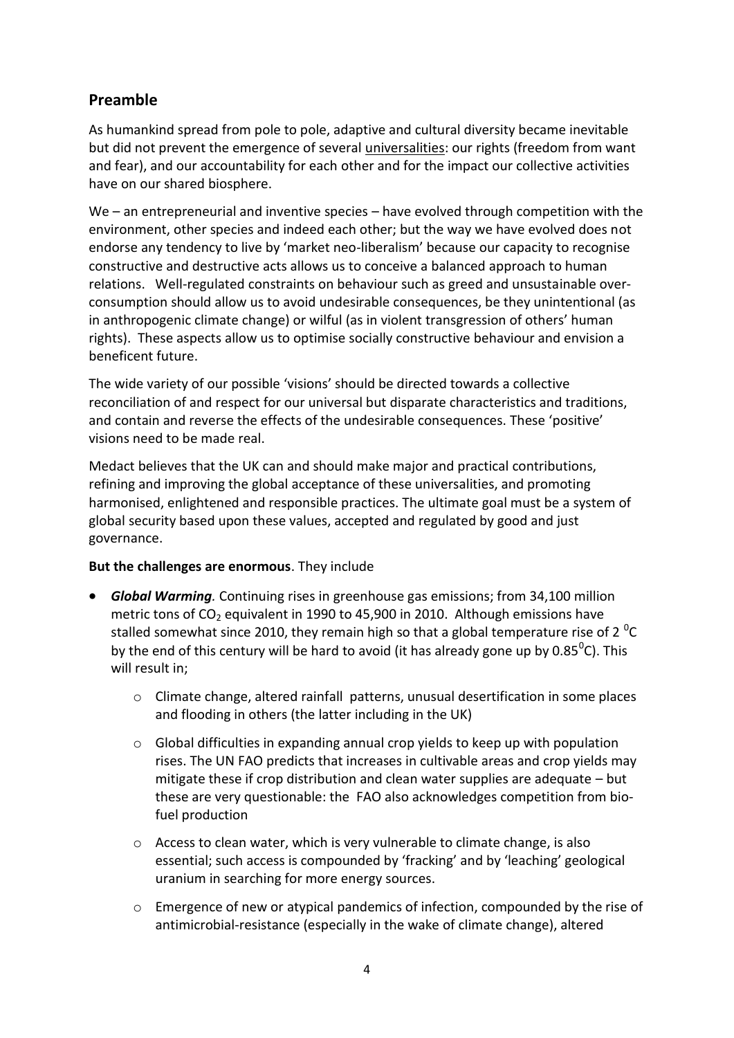## Preamble

As humankind spread from pole to pole, adaptive and cultural diversity became inevitable but did not prevent the emergence of several universalities: our rights (freedom from want and fear), and our accountability for each other and for the impact our collective activities have on our shared biosphere.

We – an entrepreneurial and inventive species – have evolved through competition with the environment, other species and indeed each other; but the way we have evolved does not endorse any tendency to live by 'market neo-liberalism' because our capacity to recognise constructive and destructive acts allows us to conceive a balanced approach to human relations. Well-regulated constraints on behaviour such as greed and unsustainable over-consumption should allow us to avoid undesirable consequences, be they unintentional (as in anthropogenic climate change) or wilful (as in violent transgression of others' human rights). These aspects allow us to optimise socially constructive behaviour and envision a beneficent future.

The wide variety of our possible 'visions' should be directed towards a collective reconciliation of and respect for our universal but disparate characteristics and traditions, and contain and reverse the effects of the undesirable consequences. These 'positive' visions need to be made real.

Medact believes that the UK can and should make major and practical contributions, refining and improving the global acceptance of these universalities, and promoting harmonised, enlightened and responsible practices. The ultimate goal must be a system of global security based upon these values, accepted and regulated by good and just governance.

**But the challenges are enormous**. They include

- ***Global Warming***. Continuing rises in greenhouse gas emissions; from 34,100 million metric tons of $CO_2$ equivalent in 1990 to 45,900 in 2010. Although emissions have stalled somewhat since 2010, they remain high so that a global temperature rise of 2 $^0$C by the end of this century will be hard to avoid (it has already gone up by 0.85$^0$C). This will result in;
    - Climate change, altered rainfall patterns, unusual desertification in some places and flooding in others (the latter including in the UK)
    - Global difficulties in expanding annual crop yields to keep up with population rises. The UN FAO predicts that increases in cultivable areas and crop yields may mitigate these if crop distribution and clean water supplies are adequate – but these are very questionable: the FAO also acknowledges competition from bio-fuel production
    - Access to clean water, which is very vulnerable to climate change, is also essential; such access is compounded by 'fracking' and by 'leaching' geological uranium in searching for more energy sources.
    - Emergence of new or atypical pandemics of infection, compounded by the rise of antimicrobial-resistance (especially in the wake of climate change), altered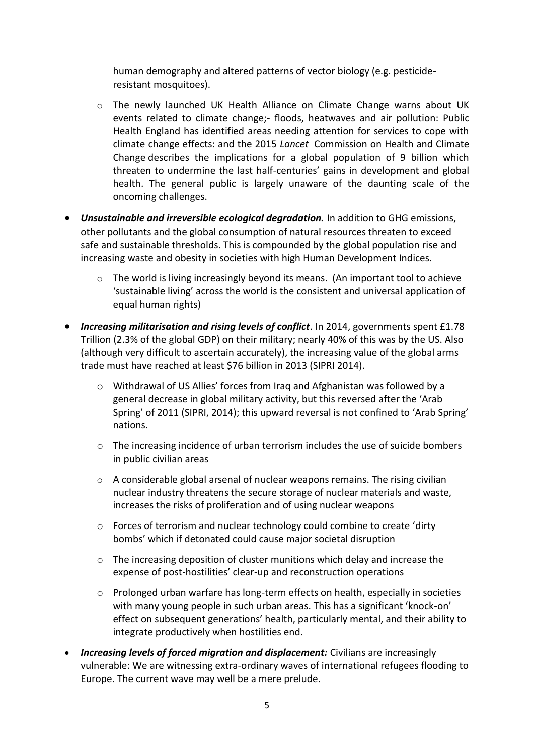human demography and altered patterns of vector biology (e.g. pesticide-resistant mosquitoes).

  - The newly launched UK Health Alliance on Climate Change warns about UK events related to climate change;- floods, heatwaves and air pollution: Public Health England has identified areas needing attention for services to cope with climate change effects: and the 2015 *Lancet* Commission on Health and Climate Change describes the implications for a global population of 9 billion which threaten to undermine the last half-centuries' gains in development and global health. The general public is largely unaware of the daunting scale of the oncoming challenges.

- ***Unsustainable and irreversible ecological degradation.*** In addition to GHG emissions, other pollutants and the global consumption of natural resources threaten to exceed safe and sustainable thresholds. This is compounded by the global population rise and increasing waste and obesity in societies with high Human Development Indices.

  - The world is living increasingly beyond its means. (An important tool to achieve 'sustainable living' across the world is the consistent and universal application of equal human rights)

- ***Increasing militarisation and rising levels of conflict***. In 2014, governments spent £1.78 Trillion (2.3% of the global GDP) on their military; nearly 40% of this was by the US. Also (although very difficult to ascertain accurately), the increasing value of the global arms trade must have reached at least $76 billion in 2013 (SIPRI 2014).

  - Withdrawal of US Allies' forces from Iraq and Afghanistan was followed by a general decrease in global military activity, but this reversed after the 'Arab Spring' of 2011 (SIPRI, 2014); this upward reversal is not confined to 'Arab Spring' nations.
  - The increasing incidence of urban terrorism includes the use of suicide bombers in public civilian areas
  - A considerable global arsenal of nuclear weapons remains. The rising civilian nuclear industry threatens the secure storage of nuclear materials and waste, increases the risks of proliferation and of using nuclear weapons
  - Forces of terrorism and nuclear technology could combine to create 'dirty bombs' which if detonated could cause major societal disruption
  - The increasing deposition of cluster munitions which delay and increase the expense of post-hostilities' clear-up and reconstruction operations
  - Prolonged urban warfare has long-term effects on health, especially in societies with many young people in such urban areas. This has a significant 'knock-on' effect on subsequent generations' health, particularly mental, and their ability to integrate productively when hostilities end.

- ***Increasing levels of forced migration and displacement:*** Civilians are increasingly vulnerable: We are witnessing extra-ordinary waves of international refugees flooding to Europe. The current wave may well be a mere prelude.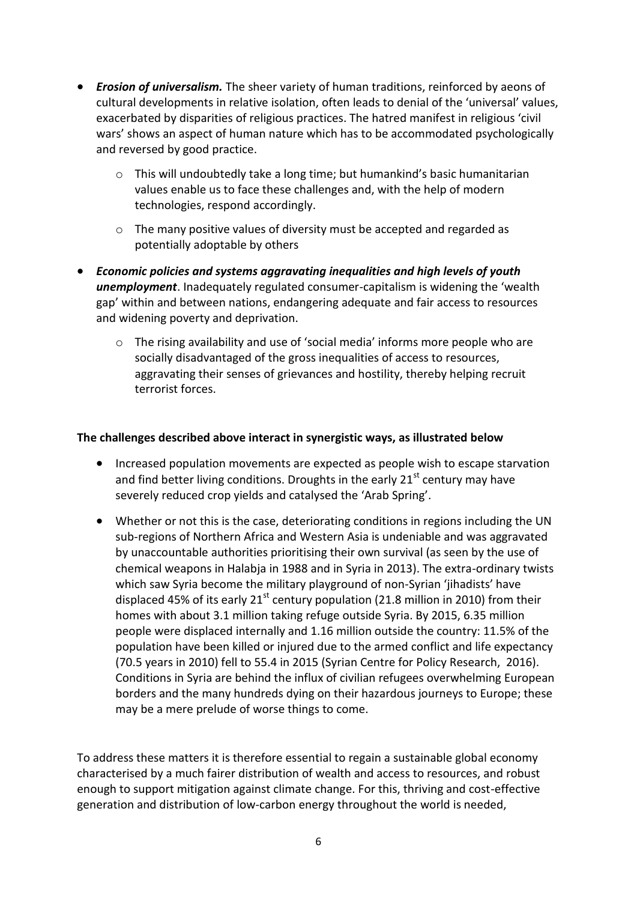- ***Erosion of universalism.*** The sheer variety of human traditions, reinforced by aeons of cultural developments in relative isolation, often leads to denial of the 'universal' values, exacerbated by disparities of religious practices. The hatred manifest in religious 'civil wars' shows an aspect of human nature which has to be accommodated psychologically and reversed by good practice.
  - This will undoubtedly take a long time; but humankind's basic humanitarian values enable us to face these challenges and, with the help of modern technologies, respond accordingly.
  - The many positive values of diversity must be accepted and regarded as potentially adoptable by others
- ***Economic policies and systems aggravating inequalities and high levels of youth unemployment***. Inadequately regulated consumer-capitalism is widening the 'wealth gap' within and between nations, endangering adequate and fair access to resources and widening poverty and deprivation.
  - The rising availability and use of 'social media' informs more people who are socially disadvantaged of the gross inequalities of access to resources, aggravating their senses of grievances and hostility, thereby helping recruit terrorist forces.

**The challenges described above interact in synergistic ways, as illustrated below**

- Increased population movements are expected as people wish to escape starvation and find better living conditions. Droughts in the early 21st century may have severely reduced crop yields and catalysed the 'Arab Spring'.
- Whether or not this is the case, deteriorating conditions in regions including the UN sub-regions of Northern Africa and Western Asia is undeniable and was aggravated by unaccountable authorities prioritising their own survival (as seen by the use of chemical weapons in Halabja in 1988 and in Syria in 2013). The extra-ordinary twists which saw Syria become the military playground of non-Syrian 'jihadists' have displaced 45% of its early 21st century population (21.8 million in 2010) from their homes with about 3.1 million taking refuge outside Syria. By 2015, 6.35 million people were displaced internally and 1.16 million outside the country: 11.5% of the population have been killed or injured due to the armed conflict and life expectancy (70.5 years in 2010) fell to 55.4 in 2015 (Syrian Centre for Policy Research, 2016). Conditions in Syria are behind the influx of civilian refugees overwhelming European borders and the many hundreds dying on their hazardous journeys to Europe; these may be a mere prelude of worse things to come.

To address these matters it is therefore essential to regain a sustainable global economy characterised by a much fairer distribution of wealth and access to resources, and robust enough to support mitigation against climate change. For this, thriving and cost-effective generation and distribution of low-carbon energy throughout the world is needed,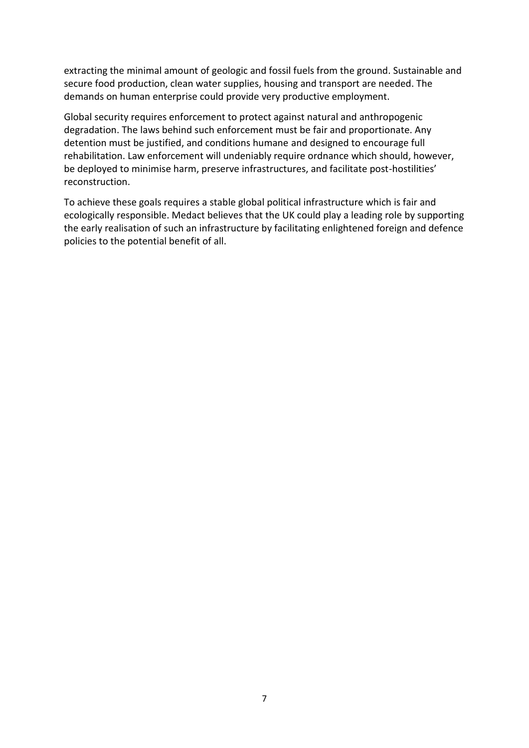extracting the minimal amount of geologic and fossil fuels from the ground. Sustainable and secure food production, clean water supplies, housing and transport are needed. The demands on human enterprise could provide very productive employment.

Global security requires enforcement to protect against natural and anthropogenic degradation. The laws behind such enforcement must be fair and proportionate. Any detention must be justified, and conditions humane and designed to encourage full rehabilitation. Law enforcement will undeniably require ordnance which should, however, be deployed to minimise harm, preserve infrastructures, and facilitate post-hostilities' reconstruction.

To achieve these goals requires a stable global political infrastructure which is fair and ecologically responsible. Medact believes that the UK could play a leading role by supporting the early realisation of such an infrastructure by facilitating enlightened foreign and defence policies to the potential benefit of all.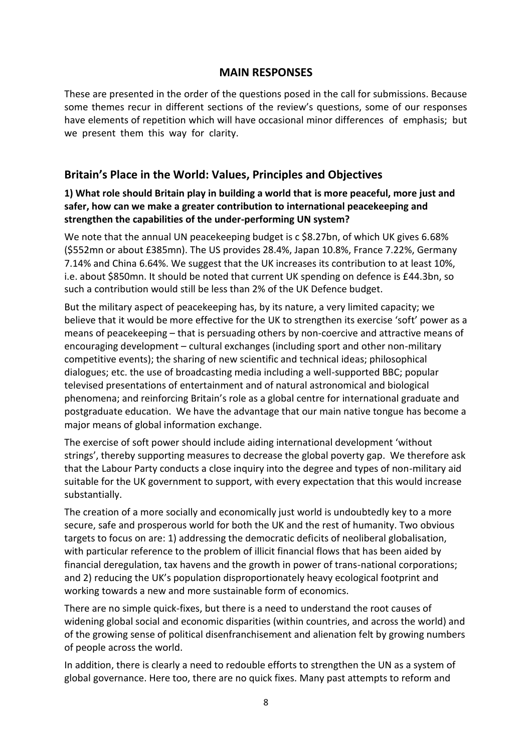## MAIN RESPONSES

These are presented in the order of the questions posed in the call for submissions. Because some themes recur in different sections of the review's questions, some of our responses have elements of repetition which will have occasional minor differences of emphasis; but we present them this way for clarity.

## Britain's Place in the World: Values, Principles and Objectives

**1) What role should Britain play in building a world that is more peaceful, more just and safer, how can we make a greater contribution to international peacekeeping and strengthen the capabilities of the under-performing UN system?**

We note that the annual UN peacekeeping budget is c $8.27bn, of which UK gives 6.68% ($552mn or about £385mn). The US provides 28.4%, Japan 10.8%, France 7.22%, Germany 7.14% and China 6.64%. We suggest that the UK increases its contribution to at least 10%, i.e. about $850mn. It should be noted that current UK spending on defence is £44.3bn, so such a contribution would still be less than 2% of the UK Defence budget.

But the military aspect of peacekeeping has, by its nature, a very limited capacity; we believe that it would be more effective for the UK to strengthen its exercise 'soft' power as a means of peacekeeping – that is persuading others by non-coercive and attractive means of encouraging development – cultural exchanges (including sport and other non-military competitive events); the sharing of new scientific and technical ideas; philosophical dialogues; etc. the use of broadcasting media including a well-supported BBC; popular televised presentations of entertainment and of natural astronomical and biological phenomena; and reinforcing Britain's role as a global centre for international graduate and postgraduate education. We have the advantage that our main native tongue has become a major means of global information exchange.

The exercise of soft power should include aiding international development 'without strings', thereby supporting measures to decrease the global poverty gap. We therefore ask that the Labour Party conducts a close inquiry into the degree and types of non-military aid suitable for the UK government to support, with every expectation that this would increase substantially.

The creation of a more socially and economically just world is undoubtedly key to a more secure, safe and prosperous world for both the UK and the rest of humanity. Two obvious targets to focus on are: 1) addressing the democratic deficits of neoliberal globalisation, with particular reference to the problem of illicit financial flows that has been aided by financial deregulation, tax havens and the growth in power of trans-national corporations; and 2) reducing the UK's population disproportionately heavy ecological footprint and working towards a new and more sustainable form of economics.

There are no simple quick-fixes, but there is a need to understand the root causes of widening global social and economic disparities (within countries, and across the world) and of the growing sense of political disenfranchisement and alienation felt by growing numbers of people across the world.

In addition, there is clearly a need to redouble efforts to strengthen the UN as a system of global governance. Here too, there are no quick fixes. Many past attempts to reform and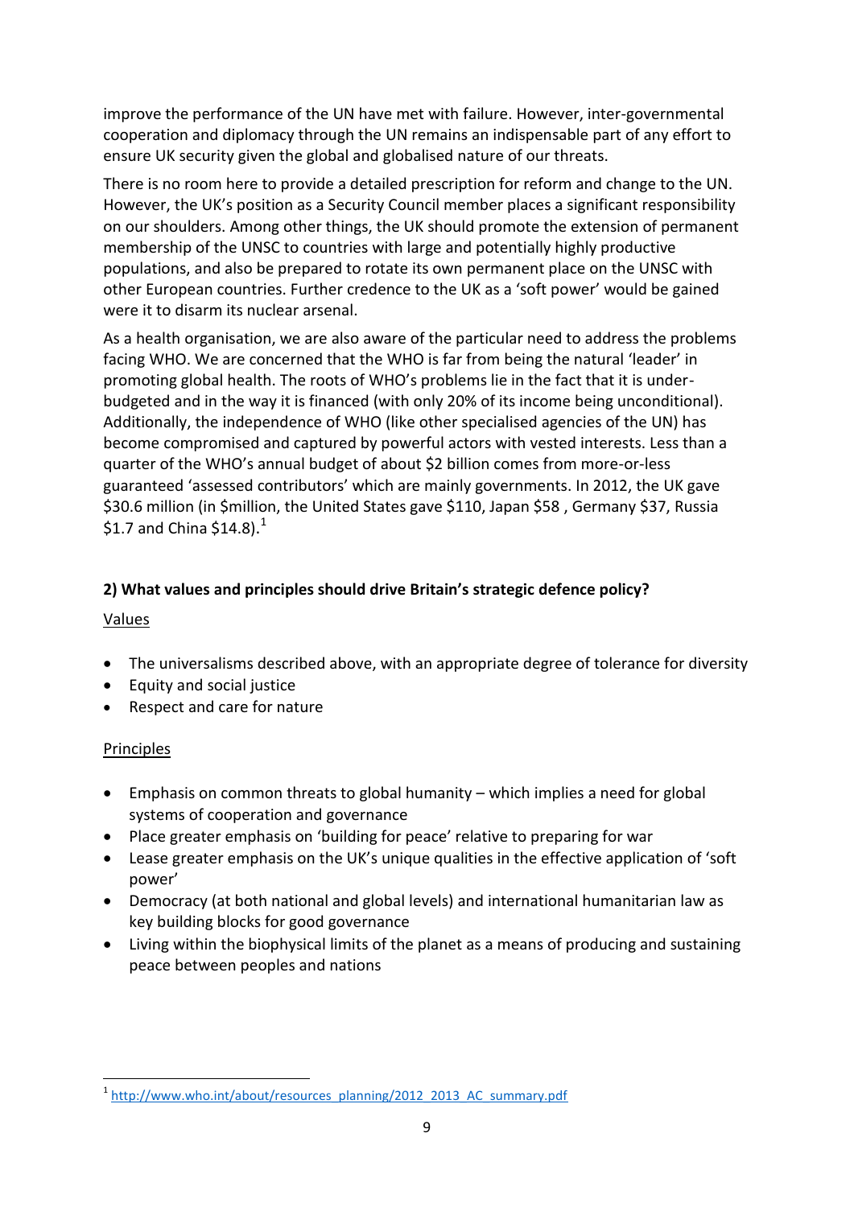improve the performance of the UN have met with failure. However, inter-governmental cooperation and diplomacy through the UN remains an indispensable part of any effort to ensure UK security given the global and globalised nature of our threats.

There is no room here to provide a detailed prescription for reform and change to the UN. However, the UK's position as a Security Council member places a significant responsibility on our shoulders. Among other things, the UK should promote the extension of permanent membership of the UNSC to countries with large and potentially highly productive populations, and also be prepared to rotate its own permanent place on the UNSC with other European countries. Further credence to the UK as a 'soft power' would be gained were it to disarm its nuclear arsenal.

As a health organisation, we are also aware of the particular need to address the problems facing WHO. We are concerned that the WHO is far from being the natural 'leader' in promoting global health. The roots of WHO's problems lie in the fact that it is under-budgeted and in the way it is financed (with only 20% of its income being unconditional). Additionally, the independence of WHO (like other specialised agencies of the UN) has become compromised and captured by powerful actors with vested interests. Less than a quarter of the WHO's annual budget of about $2 billion comes from more-or-less guaranteed 'assessed contributors' which are mainly governments. In 2012, the UK gave $30.6 million (in $million, the United States gave $110, Japan $58 , Germany $37, Russia $1.7 and China $14.8).[1]

**2) What values and principles should drive Britain's strategic defence policy?**

<u>Values</u>

- The universalisms described above, with an appropriate degree of tolerance for diversity
- Equity and social justice
- Respect and care for nature

<u>Principles</u>

- Emphasis on common threats to global humanity – which implies a need for global systems of cooperation and governance
- Place greater emphasis on 'building for peace' relative to preparing for war
- Lease greater emphasis on the UK's unique qualities in the effective application of 'soft power'
- Democracy (at both national and global levels) and international humanitarian law as key building blocks for good governance
- Living within the biophysical limits of the planet as a means of producing and sustaining peace between peoples and nations

---

[1] http://www.who.int/about/resources_planning/2012_2013_AC_summary.pdf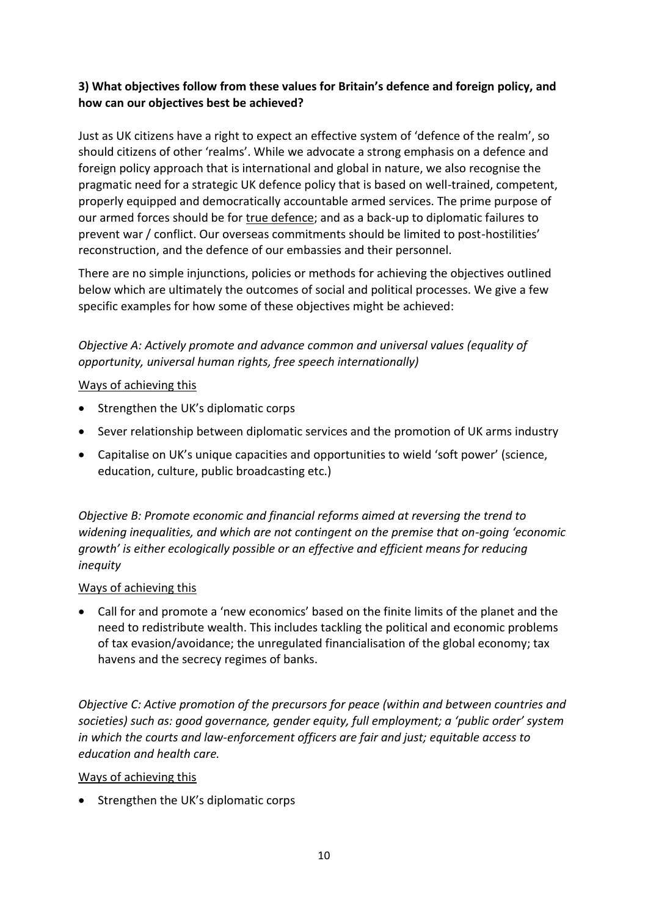**3) What objectives follow from these values for Britain's defence and foreign policy, and how can our objectives best be achieved?**

Just as UK citizens have a right to expect an effective system of 'defence of the realm', so should citizens of other 'realms'. While we advocate a strong emphasis on a defence and foreign policy approach that is international and global in nature, we also recognise the pragmatic need for a strategic UK defence policy that is based on well-trained, competent, properly equipped and democratically accountable armed services. The prime purpose of our armed forces should be for <u>true defence</u>; and as a back-up to diplomatic failures to prevent war / conflict. Our overseas commitments should be limited to post-hostilities' reconstruction, and the defence of our embassies and their personnel.

There are no simple injunctions, policies or methods for achieving the objectives outlined below which are ultimately the outcomes of social and political processes. We give a few specific examples for how some of these objectives might be achieved:

*Objective A: Actively promote and advance common and universal values (equality of opportunity, universal human rights, free speech internationally)*

<u>Ways of achieving this</u>

- Strengthen the UK's diplomatic corps
- Sever relationship between diplomatic services and the promotion of UK arms industry
- Capitalise on UK's unique capacities and opportunities to wield 'soft power' (science, education, culture, public broadcasting etc.)

*Objective B: Promote economic and financial reforms aimed at reversing the trend to widening inequalities, and which are not contingent on the premise that on-going 'economic growth' is either ecologically possible or an effective and efficient means for reducing inequity*

<u>Ways of achieving this</u>

- Call for and promote a 'new economics' based on the finite limits of the planet and the need to redistribute wealth. This includes tackling the political and economic problems of tax evasion/avoidance; the unregulated financialisation of the global economy; tax havens and the secrecy regimes of banks.

*Objective C: Active promotion of the precursors for peace (within and between countries and societies) such as: good governance, gender equity, full employment; a 'public order' system in which the courts and law-enforcement officers are fair and just; equitable access to education and health care.*

<u>Ways of achieving this</u>

- Strengthen the UK's diplomatic corps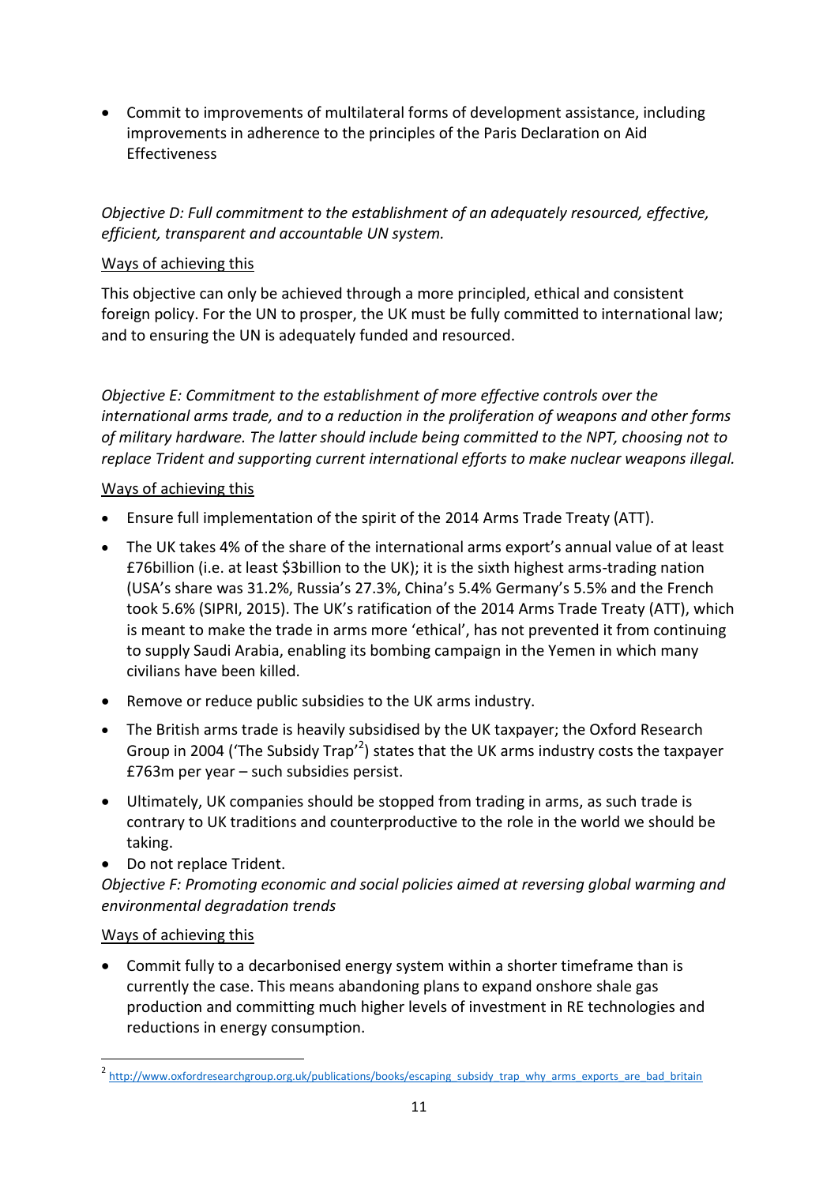- Commit to improvements of multilateral forms of development assistance, including improvements in adherence to the principles of the Paris Declaration on Aid Effectiveness

*Objective D: Full commitment to the establishment of an adequately resourced, effective, efficient, transparent and accountable UN system.*

<u>Ways of achieving this</u>

This objective can only be achieved through a more principled, ethical and consistent foreign policy. For the UN to prosper, the UK must be fully committed to international law; and to ensuring the UN is adequately funded and resourced.

*Objective E: Commitment to the establishment of more effective controls over the international arms trade, and to a reduction in the proliferation of weapons and other forms of military hardware. The latter should include being committed to the NPT, choosing not to replace Trident and supporting current international efforts to make nuclear weapons illegal.*

<u>Ways of achieving this</u>

- Ensure full implementation of the spirit of the 2014 Arms Trade Treaty (ATT).
- The UK takes 4% of the share of the international arms export's annual value of at least £76billion (i.e. at least \$3billion to the UK); it is the sixth highest arms-trading nation (USA's share was 31.2%, Russia's 27.3%, China's 5.4% Germany's 5.5% and the French took 5.6% (SIPRI, 2015). The UK's ratification of the 2014 Arms Trade Treaty (ATT), which is meant to make the trade in arms more 'ethical', has not prevented it from continuing to supply Saudi Arabia, enabling its bombing campaign in the Yemen in which many civilians have been killed.
- Remove or reduce public subsidies to the UK arms industry.
- The British arms trade is heavily subsidised by the UK taxpayer; the Oxford Research Group in 2004 ('The Subsidy Trap'[2]) states that the UK arms industry costs the taxpayer £763m per year – such subsidies persist.
- Ultimately, UK companies should be stopped from trading in arms, as such trade is contrary to UK traditions and counterproductive to the role in the world we should be taking.
- Do not replace Trident.

*Objective F: Promoting economic and social policies aimed at reversing global warming and environmental degradation trends*

<u>Ways of achieving this</u>

- Commit fully to a decarbonised energy system within a shorter timeframe than is currently the case. This means abandoning plans to expand onshore shale gas production and committing much higher levels of investment in RE technologies and reductions in energy consumption.

---

[2] http://www.oxfordresearchgroup.org.uk/publications/books/escaping_subsidy_trap_why_arms_exports_are_bad_britain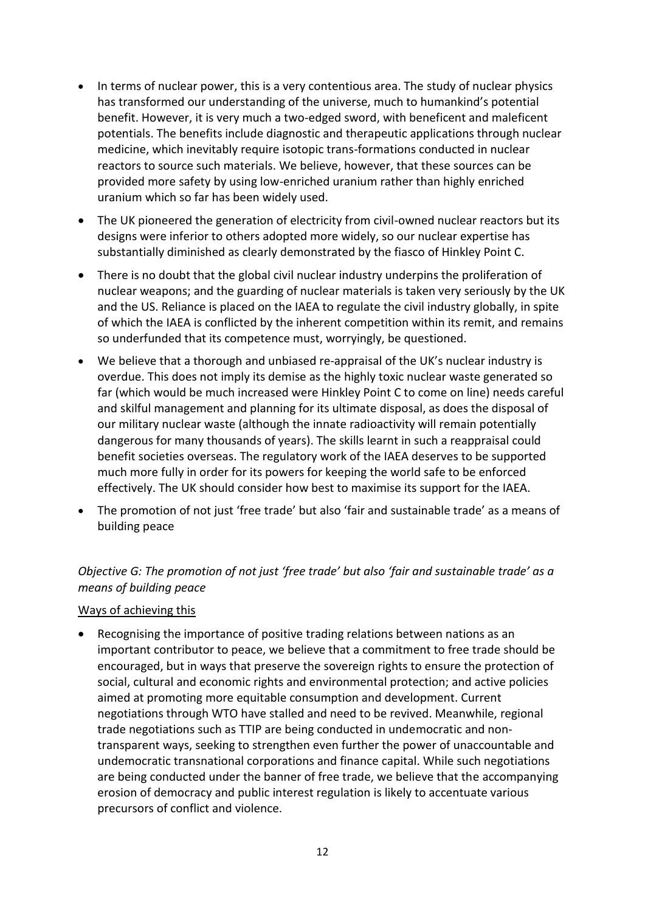- In terms of nuclear power, this is a very contentious area. The study of nuclear physics has transformed our understanding of the universe, much to humankind's potential benefit. However, it is very much a two-edged sword, with beneficent and maleficent potentials. The benefits include diagnostic and therapeutic applications through nuclear medicine, which inevitably require isotopic trans-formations conducted in nuclear reactors to source such materials. We believe, however, that these sources can be provided more safety by using low-enriched uranium rather than highly enriched uranium which so far has been widely used.
- The UK pioneered the generation of electricity from civil-owned nuclear reactors but its designs were inferior to others adopted more widely, so our nuclear expertise has substantially diminished as clearly demonstrated by the fiasco of Hinkley Point C.
- There is no doubt that the global civil nuclear industry underpins the proliferation of nuclear weapons; and the guarding of nuclear materials is taken very seriously by the UK and the US. Reliance is placed on the IAEA to regulate the civil industry globally, in spite of which the IAEA is conflicted by the inherent competition within its remit, and remains so underfunded that its competence must, worryingly, be questioned.
- We believe that a thorough and unbiased re-appraisal of the UK's nuclear industry is overdue. This does not imply its demise as the highly toxic nuclear waste generated so far (which would be much increased were Hinkley Point C to come on line) needs careful and skilful management and planning for its ultimate disposal, as does the disposal of our military nuclear waste (although the innate radioactivity will remain potentially dangerous for many thousands of years). The skills learnt in such a reappraisal could benefit societies overseas. The regulatory work of the IAEA deserves to be supported much more fully in order for its powers for keeping the world safe to be enforced effectively. The UK should consider how best to maximise its support for the IAEA.
- The promotion of not just 'free trade' but also 'fair and sustainable trade' as a means of building peace

*Objective G: The promotion of not just 'free trade' but also 'fair and sustainable trade' as a means of building peace*

Ways of achieving this

- Recognising the importance of positive trading relations between nations as an important contributor to peace, we believe that a commitment to free trade should be encouraged, but in ways that preserve the sovereign rights to ensure the protection of social, cultural and economic rights and environmental protection; and active policies aimed at promoting more equitable consumption and development. Current negotiations through WTO have stalled and need to be revived. Meanwhile, regional trade negotiations such as TTIP are being conducted in undemocratic and non-transparent ways, seeking to strengthen even further the power of unaccountable and undemocratic transnational corporations and finance capital. While such negotiations are being conducted under the banner of free trade, we believe that the accompanying erosion of democracy and public interest regulation is likely to accentuate various precursors of conflict and violence.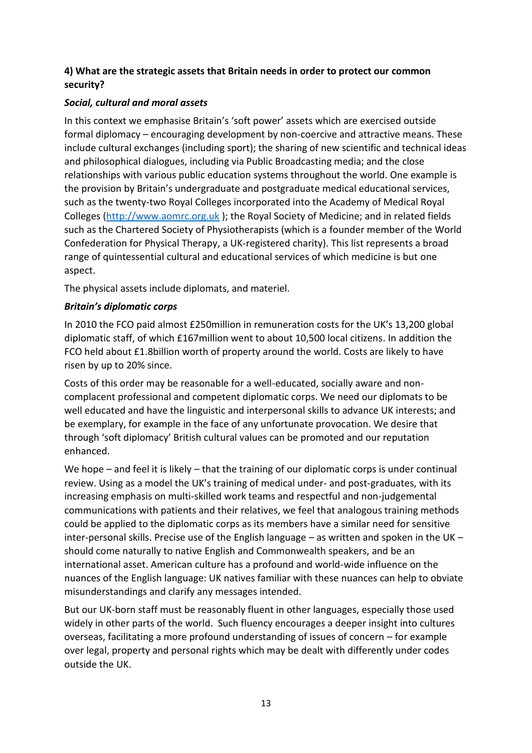**4) What are the strategic assets that Britain needs in order to protect our common security?**

***Social, cultural and moral assets***

In this context we emphasise Britain's 'soft power' assets which are exercised outside formal diplomacy – encouraging development by non-coercive and attractive means. These include cultural exchanges (including sport); the sharing of new scientific and technical ideas and philosophical dialogues, including via Public Broadcasting media; and the close relationships with various public education systems throughout the world. One example is the provision by Britain's undergraduate and postgraduate medical educational services, such as the twenty-two Royal Colleges incorporated into the Academy of Medical Royal Colleges (http://www.aomrc.org.uk ); the Royal Society of Medicine; and in related fields such as the Chartered Society of Physiotherapists (which is a founder member of the World Confederation for Physical Therapy, a UK-registered charity). This list represents a broad range of quintessential cultural and educational services of which medicine is but one aspect.

The physical assets include diplomats, and materiel.

***Britain's diplomatic corps***

In 2010 the FCO paid almost £250million in remuneration costs for the UK's 13,200 global diplomatic staff, of which £167million went to about 10,500 local citizens. In addition the FCO held about £1.8billion worth of property around the world. Costs are likely to have risen by up to 20% since.

Costs of this order may be reasonable for a well-educated, socially aware and non-complacent professional and competent diplomatic corps. We need our diplomats to be well educated and have the linguistic and interpersonal skills to advance UK interests; and be exemplary, for example in the face of any unfortunate provocation. We desire that through 'soft diplomacy' British cultural values can be promoted and our reputation enhanced.

We hope – and feel it is likely – that the training of our diplomatic corps is under continual review. Using as a model the UK's training of medical under- and post-graduates, with its increasing emphasis on multi-skilled work teams and respectful and non-judgemental communications with patients and their relatives, we feel that analogous training methods could be applied to the diplomatic corps as its members have a similar need for sensitive inter-personal skills. Precise use of the English language – as written and spoken in the UK – should come naturally to native English and Commonwealth speakers, and be an international asset. American culture has a profound and world-wide influence on the nuances of the English language: UK natives familiar with these nuances can help to obviate misunderstandings and clarify any messages intended.

But our UK-born staff must be reasonably fluent in other languages, especially those used widely in other parts of the world. Such fluency encourages a deeper insight into cultures overseas, facilitating a more profound understanding of issues of concern – for example over legal, property and personal rights which may be dealt with differently under codes outside the UK.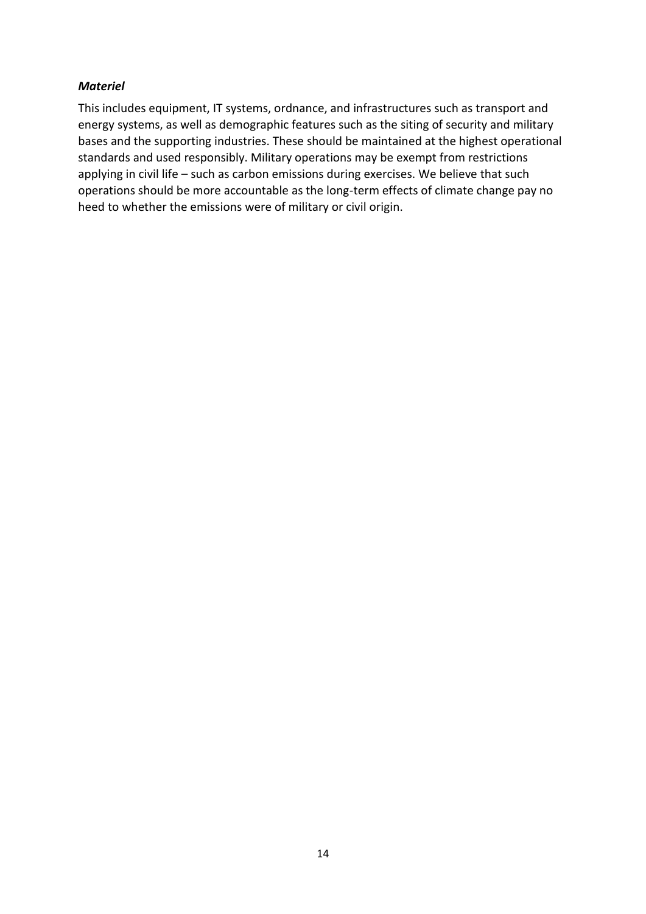***Materiel***

This includes equipment, IT systems, ordnance, and infrastructures such as transport and energy systems, as well as demographic features such as the siting of security and military bases and the supporting industries. These should be maintained at the highest operational standards and used responsibly. Military operations may be exempt from restrictions applying in civil life – such as carbon emissions during exercises. We believe that such operations should be more accountable as the long-term effects of climate change pay no heed to whether the emissions were of military or civil origin.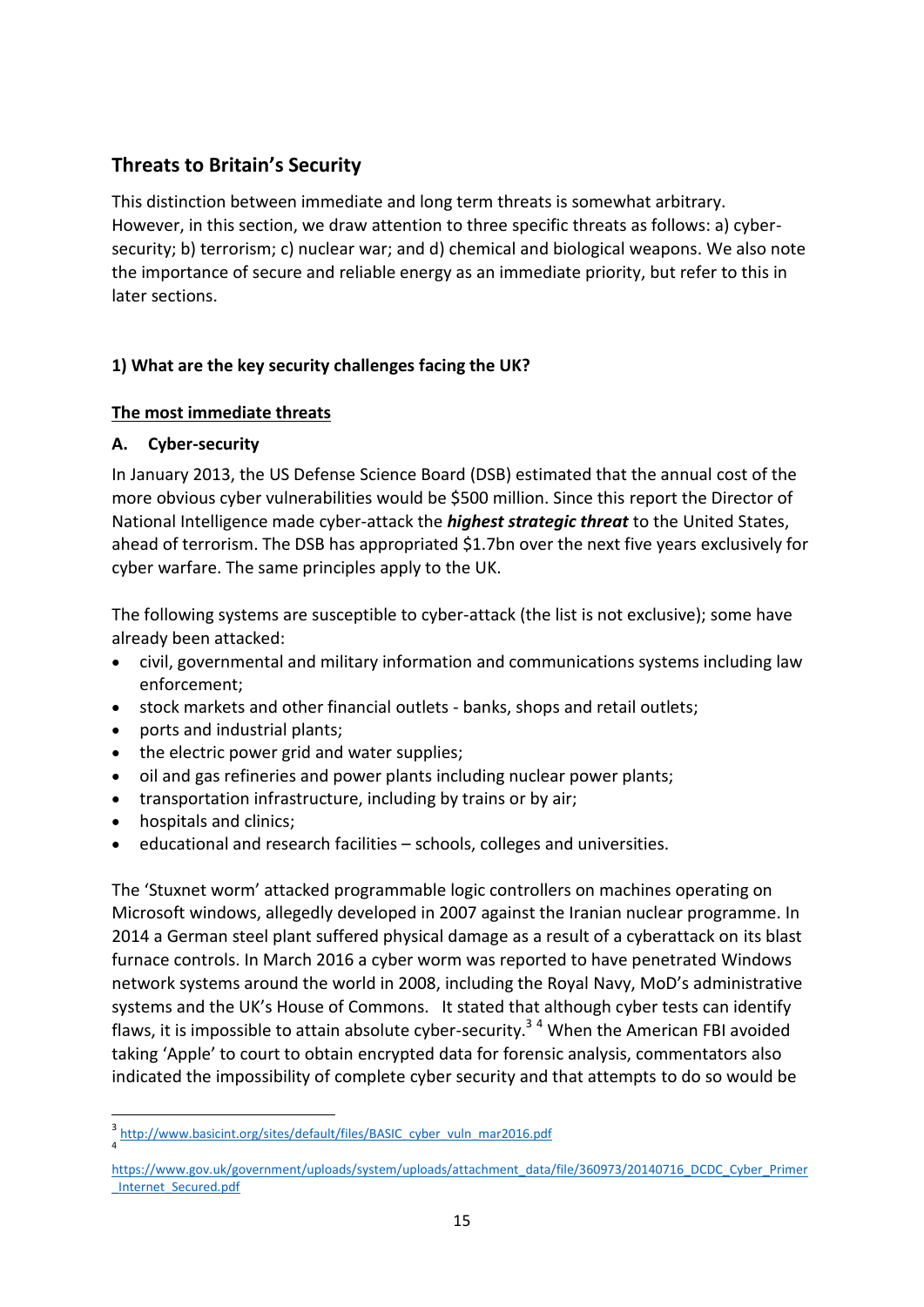## Threats to Britain's Security

This distinction between immediate and long term threats is somewhat arbitrary. However, in this section, we draw attention to three specific threats as follows: a) cyber-security; b) terrorism; c) nuclear war; and d) chemical and biological weapons. We also note the importance of secure and reliable energy as an immediate priority, but refer to this in later sections.

### 1) What are the key security challenges facing the UK?

#### <u>The most immediate threats</u>

#### A. Cyber-security

In January 2013, the US Defense Science Board (DSB) estimated that the annual cost of the more obvious cyber vulnerabilities would be \$500 million. Since this report the Director of National Intelligence made cyber-attack the ***highest strategic threat*** to the United States, ahead of terrorism. The DSB has appropriated \$1.7bn over the next five years exclusively for cyber warfare. The same principles apply to the UK.

The following systems are susceptible to cyber-attack (the list is not exclusive); some have already been attacked:

- civil, governmental and military information and communications systems including law enforcement;
- stock markets and other financial outlets - banks, shops and retail outlets;
- ports and industrial plants;
- the electric power grid and water supplies;
- oil and gas refineries and power plants including nuclear power plants;
- transportation infrastructure, including by trains or by air;
- hospitals and clinics;
- educational and research facilities – schools, colleges and universities.

The 'Stuxnet worm' attacked programmable logic controllers on machines operating on Microsoft windows, allegedly developed in 2007 against the Iranian nuclear programme. In 2014 a German steel plant suffered physical damage as a result of a cyberattack on its blast furnace controls. In March 2016 a cyber worm was reported to have penetrated Windows network systems around the world in 2008, including the Royal Navy, MoD's administrative systems and the UK's House of Commons. It stated that although cyber tests can identify flaws, it is impossible to attain absolute cyber-security.[3] [4] When the American FBI avoided taking 'Apple' to court to obtain encrypted data for forensic analysis, commentators also indicated the impossibility of complete cyber security and that attempts to do so would be

---

[3] http://www.basicint.org/sites/default/files/BASIC_cyber_vuln_mar2016.pdf

[4] https://www.gov.uk/government/uploads/system/uploads/attachment_data/file/360973/20140716_DCDC_Cyber_Primer_Internet_Secured.pdf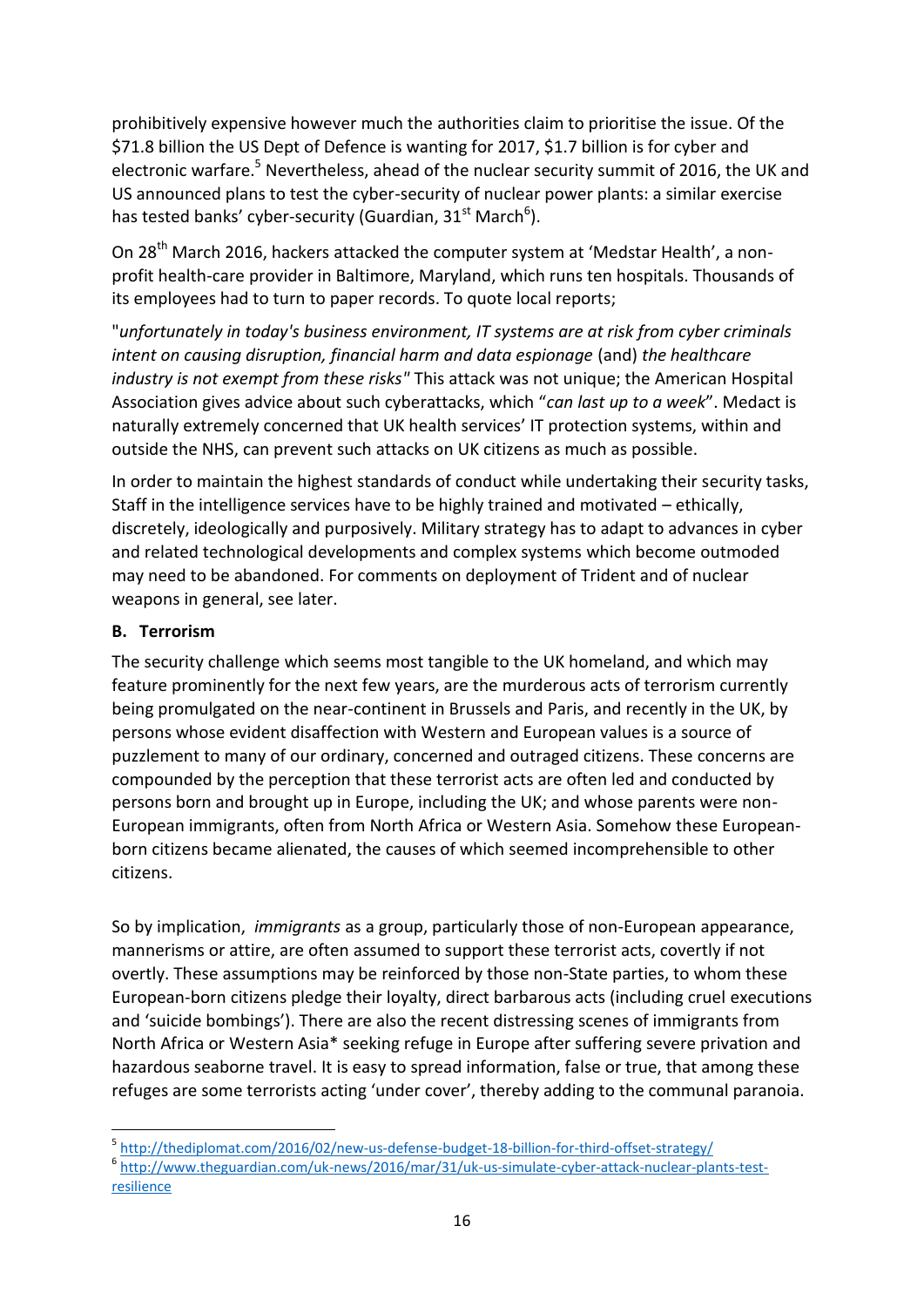prohibitively expensive however much the authorities claim to prioritise the issue. Of the $71.8 billion the US Dept of Defence is wanting for 2017, $1.7 billion is for cyber and electronic warfare.[5] Nevertheless, ahead of the nuclear security summit of 2016, the UK and US announced plans to test the cyber-security of nuclear power plants: a similar exercise has tested banks' cyber-security (Guardian, 31st March[6]).

On 28th March 2016, hackers attacked the computer system at 'Medstar Health', a non-profit health-care provider in Baltimore, Maryland, which runs ten hospitals. Thousands of its employees had to turn to paper records. To quote local reports;

"*unfortunately in today's business environment, IT systems are at risk from cyber criminals intent on causing disruption, financial harm and data espionage* (and) *the healthcare industry is not exempt from these risks"* This attack was not unique; the American Hospital Association gives advice about such cyberattacks, which "*can last up to a week*". Medact is naturally extremely concerned that UK health services' IT protection systems, within and outside the NHS, can prevent such attacks on UK citizens as much as possible.

In order to maintain the highest standards of conduct while undertaking their security tasks, Staff in the intelligence services have to be highly trained and motivated – ethically, discretely, ideologically and purposively. Military strategy has to adapt to advances in cyber and related technological developments and complex systems which become outmoded may need to be abandoned. For comments on deployment of Trident and of nuclear weapons in general, see later.

**B. Terrorism**

The security challenge which seems most tangible to the UK homeland, and which may feature prominently for the next few years, are the murderous acts of terrorism currently being promulgated on the near-continent in Brussels and Paris, and recently in the UK, by persons whose evident disaffection with Western and European values is a source of puzzlement to many of our ordinary, concerned and outraged citizens. These concerns are compounded by the perception that these terrorist acts are often led and conducted by persons born and brought up in Europe, including the UK; and whose parents were non-European immigrants, often from North Africa or Western Asia. Somehow these European-born citizens became alienated, the causes of which seemed incomprehensible to other citizens.

So by implication, *immigrants* as a group, particularly those of non-European appearance, mannerisms or attire, are often assumed to support these terrorist acts, covertly if not overtly. These assumptions may be reinforced by those non-State parties, to whom these European-born citizens pledge their loyalty, direct barbarous acts (including cruel executions and 'suicide bombings'). There are also the recent distressing scenes of immigrants from North Africa or Western Asia* seeking refuge in Europe after suffering severe privation and hazardous seaborne travel. It is easy to spread information, false or true, that among these refuges are some terrorists acting 'under cover', thereby adding to the communal paranoia.

---

[5] http://thediplomat.com/2016/02/new-us-defense-budget-18-billion-for-third-offset-strategy/

[6] http://www.theguardian.com/uk-news/2016/mar/31/uk-us-simulate-cyber-attack-nuclear-plants-test-resilience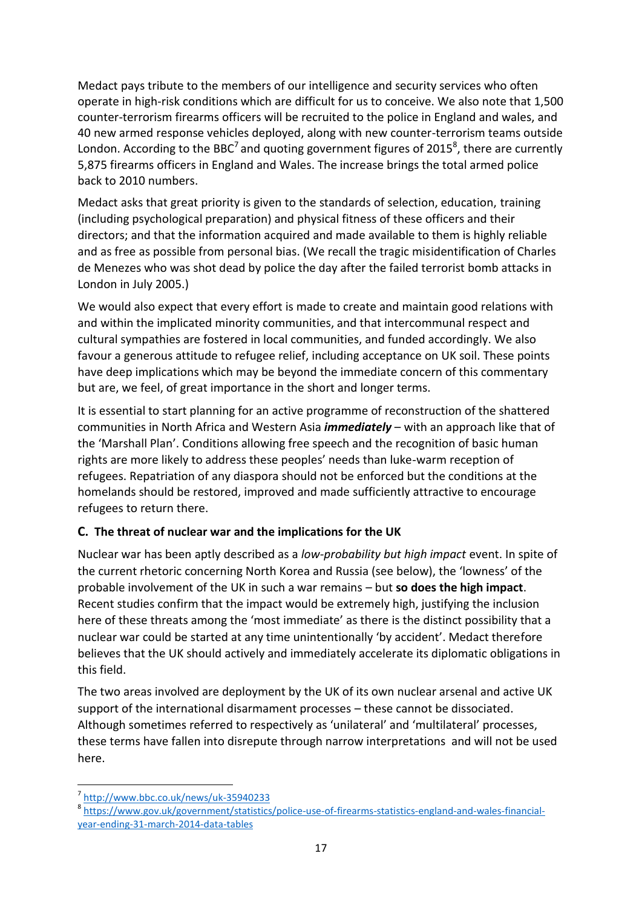Medact pays tribute to the members of our intelligence and security services who often operate in high-risk conditions which are difficult for us to conceive. We also note that 1,500 counter-terrorism firearms officers will be recruited to the police in England and wales, and 40 new armed response vehicles deployed, along with new counter-terrorism teams outside London. According to the BBC[7] and quoting government figures of 2015[8], there are currently 5,875 firearms officers in England and Wales. The increase brings the total armed police back to 2010 numbers.

Medact asks that great priority is given to the standards of selection, education, training (including psychological preparation) and physical fitness of these officers and their directors; and that the information acquired and made available to them is highly reliable and as free as possible from personal bias. (We recall the tragic misidentification of Charles de Menezes who was shot dead by police the day after the failed terrorist bomb attacks in London in July 2005.)

We would also expect that every effort is made to create and maintain good relations with and within the implicated minority communities, and that intercommunal respect and cultural sympathies are fostered in local communities, and funded accordingly. We also favour a generous attitude to refugee relief, including acceptance on UK soil. These points have deep implications which may be beyond the immediate concern of this commentary but are, we feel, of great importance in the short and longer terms.

It is essential to start planning for an active programme of reconstruction of the shattered communities in North Africa and Western Asia ***immediately*** – with an approach like that of the 'Marshall Plan'. Conditions allowing free speech and the recognition of basic human rights are more likely to address these peoples' needs than luke-warm reception of refugees. Repatriation of any diaspora should not be enforced but the conditions at the homelands should be restored, improved and made sufficiently attractive to encourage refugees to return there.

### C. The threat of nuclear war and the implications for the UK

Nuclear war has been aptly described as a *low-probability but high impact* event. In spite of the current rhetoric concerning North Korea and Russia (see below), the 'lowness' of the probable involvement of the UK in such a war remains – but **so does the high impact**. Recent studies confirm that the impact would be extremely high, justifying the inclusion here of these threats among the 'most immediate' as there is the distinct possibility that a nuclear war could be started at any time unintentionally 'by accident'. Medact therefore believes that the UK should actively and immediately accelerate its diplomatic obligations in this field.

The two areas involved are deployment by the UK of its own nuclear arsenal and active UK support of the international disarmament processes – these cannot be dissociated. Although sometimes referred to respectively as 'unilateral' and 'multilateral' processes, these terms have fallen into disrepute through narrow interpretations and will not be used here.

---

[7] http://www.bbc.co.uk/news/uk-35940233

[8] https://www.gov.uk/government/statistics/police-use-of-firearms-statistics-england-and-wales-financial-year-ending-31-march-2014-data-tables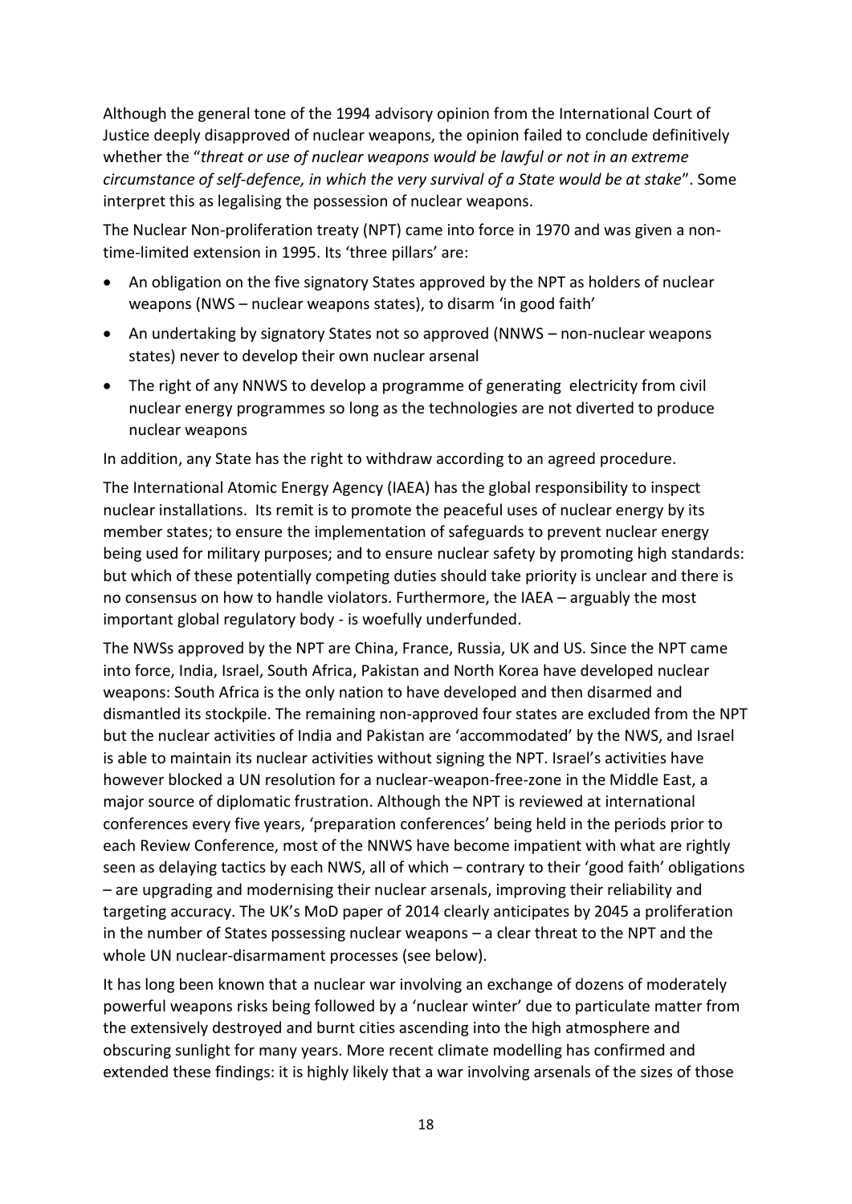Although the general tone of the 1994 advisory opinion from the International Court of Justice deeply disapproved of nuclear weapons, the opinion failed to conclude definitively whether the "*threat or use of nuclear weapons would be lawful or not in an extreme circumstance of self-defence, in which the very survival of a State would be at stake*". Some interpret this as legalising the possession of nuclear weapons.

The Nuclear Non-proliferation treaty (NPT) came into force in 1970 and was given a non-time-limited extension in 1995. Its 'three pillars' are:

- An obligation on the five signatory States approved by the NPT as holders of nuclear weapons (NWS – nuclear weapons states), to disarm 'in good faith'
- An undertaking by signatory States not so approved (NNWS – non-nuclear weapons states) never to develop their own nuclear arsenal
- The right of any NNWS to develop a programme of generating electricity from civil nuclear energy programmes so long as the technologies are not diverted to produce nuclear weapons

In addition, any State has the right to withdraw according to an agreed procedure.

The International Atomic Energy Agency (IAEA) has the global responsibility to inspect nuclear installations. Its remit is to promote the peaceful uses of nuclear energy by its member states; to ensure the implementation of safeguards to prevent nuclear energy being used for military purposes; and to ensure nuclear safety by promoting high standards: but which of these potentially competing duties should take priority is unclear and there is no consensus on how to handle violators. Furthermore, the IAEA – arguably the most important global regulatory body - is woefully underfunded.

The NWSs approved by the NPT are China, France, Russia, UK and US. Since the NPT came into force, India, Israel, South Africa, Pakistan and North Korea have developed nuclear weapons: South Africa is the only nation to have developed and then disarmed and dismantled its stockpile. The remaining non-approved four states are excluded from the NPT but the nuclear activities of India and Pakistan are 'accommodated' by the NWS, and Israel is able to maintain its nuclear activities without signing the NPT. Israel's activities have however blocked a UN resolution for a nuclear-weapon-free-zone in the Middle East, a major source of diplomatic frustration. Although the NPT is reviewed at international conferences every five years, 'preparation conferences' being held in the periods prior to each Review Conference, most of the NNWS have become impatient with what are rightly seen as delaying tactics by each NWS, all of which – contrary to their 'good faith' obligations – are upgrading and modernising their nuclear arsenals, improving their reliability and targeting accuracy. The UK's MoD paper of 2014 clearly anticipates by 2045 a proliferation in the number of States possessing nuclear weapons – a clear threat to the NPT and the whole UN nuclear-disarmament processes (see below).

It has long been known that a nuclear war involving an exchange of dozens of moderately powerful weapons risks being followed by a 'nuclear winter' due to particulate matter from the extensively destroyed and burnt cities ascending into the high atmosphere and obscuring sunlight for many years. More recent climate modelling has confirmed and extended these findings: it is highly likely that a war involving arsenals of the sizes of those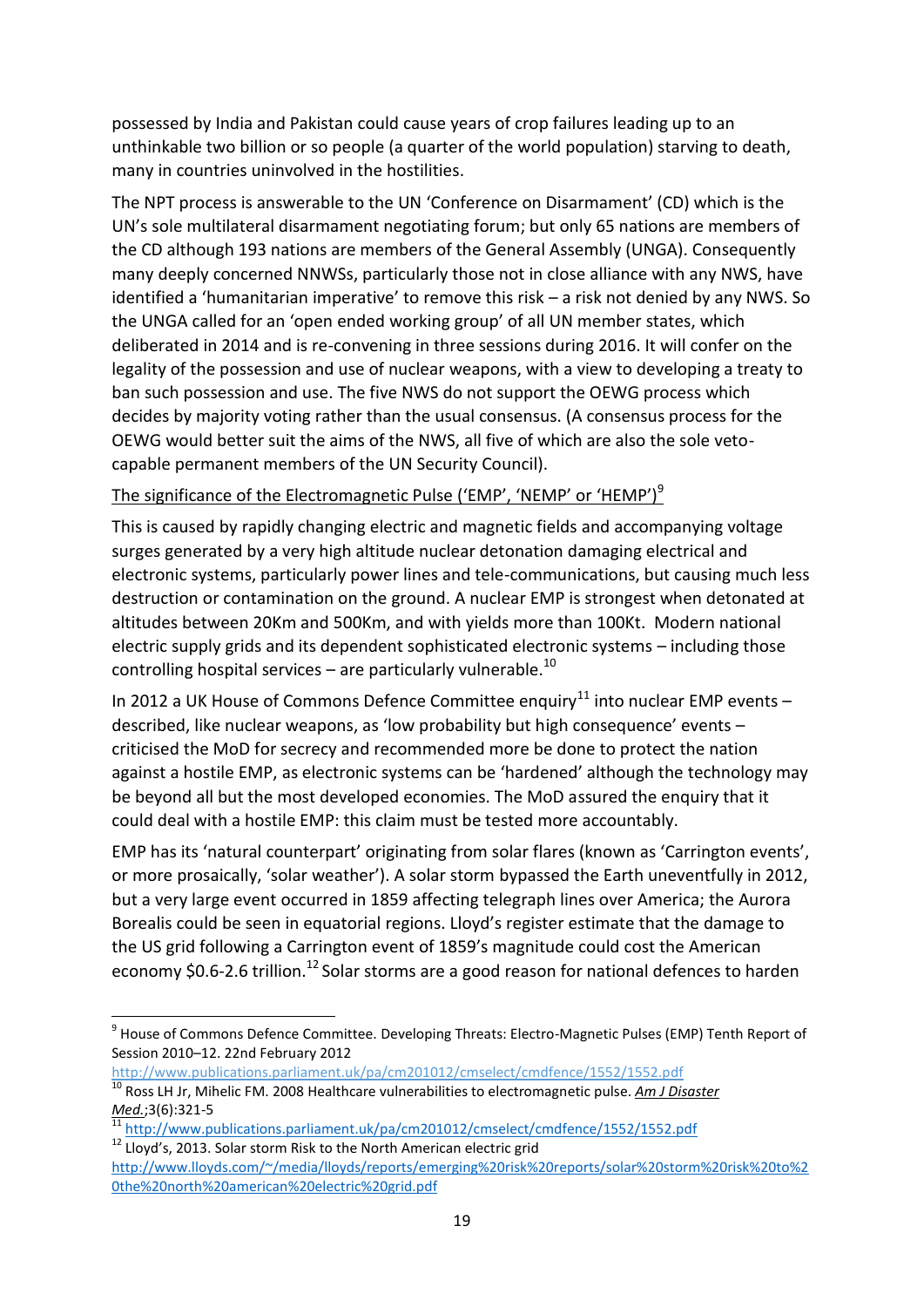possessed by India and Pakistan could cause years of crop failures leading up to an unthinkable two billion or so people (a quarter of the world population) starving to death, many in countries uninvolved in the hostilities.

The NPT process is answerable to the UN 'Conference on Disarmament' (CD) which is the UN's sole multilateral disarmament negotiating forum; but only 65 nations are members of the CD although 193 nations are members of the General Assembly (UNGA). Consequently many deeply concerned NNWSs, particularly those not in close alliance with any NWS, have identified a 'humanitarian imperative' to remove this risk – a risk not denied by any NWS. So the UNGA called for an 'open ended working group' of all UN member states, which deliberated in 2014 and is re-convening in three sessions during 2016. It will confer on the legality of the possession and use of nuclear weapons, with a view to developing a treaty to ban such possession and use. The five NWS do not support the OEWG process which decides by majority voting rather than the usual consensus. (A consensus process for the OEWG would better suit the aims of the NWS, all five of which are also the sole veto-capable permanent members of the UN Security Council).

## The significance of the Electromagnetic Pulse ('EMP', 'NEMP' or 'HEMP')[9]

This is caused by rapidly changing electric and magnetic fields and accompanying voltage surges generated by a very high altitude nuclear detonation damaging electrical and electronic systems, particularly power lines and tele-communications, but causing much less destruction or contamination on the ground. A nuclear EMP is strongest when detonated at altitudes between 20Km and 500Km, and with yields more than 100Kt. Modern national electric supply grids and its dependent sophisticated electronic systems – including those controlling hospital services – are particularly vulnerable.[10]

In 2012 a UK House of Commons Defence Committee enquiry[11] into nuclear EMP events – described, like nuclear weapons, as 'low probability but high consequence' events – criticised the MoD for secrecy and recommended more be done to protect the nation against a hostile EMP, as electronic systems can be 'hardened' although the technology may be beyond all but the most developed economies. The MoD assured the enquiry that it could deal with a hostile EMP: this claim must be tested more accountably.

EMP has its 'natural counterpart' originating from solar flares (known as 'Carrington events', or more prosaically, 'solar weather'). A solar storm bypassed the Earth uneventfully in 2012, but a very large event occurred in 1859 affecting telegraph lines over America; the Aurora Borealis could be seen in equatorial regions. Lloyd's register estimate that the damage to the US grid following a Carrington event of 1859's magnitude could cost the American economy \$0.6-2.6 trillion.[12] Solar storms are a good reason for national defences to harden

---

[9] House of Commons Defence Committee. Developing Threats: Electro-Magnetic Pulses (EMP) Tenth Report of Session 2010–12. 22nd February 2012 http://www.publications.parliament.uk/pa/cm201012/cmselect/cmdfence/1552/1552.pdf

[10] Ross LH Jr, Mihelic FM. 2008 Healthcare vulnerabilities to electromagnetic pulse. *Am J Disaster Med.*;3(6):321-5

[11] http://www.publications.parliament.uk/pa/cm201012/cmselect/cmdfence/1552/1552.pdf

[12] Lloyd's, 2013. Solar storm Risk to the North American electric grid http://www.lloyds.com/~/media/lloyds/reports/emerging%20risk%20reports/solar%20storm%20risk%20to%20the%20north%20american%20electric%20grid.pdf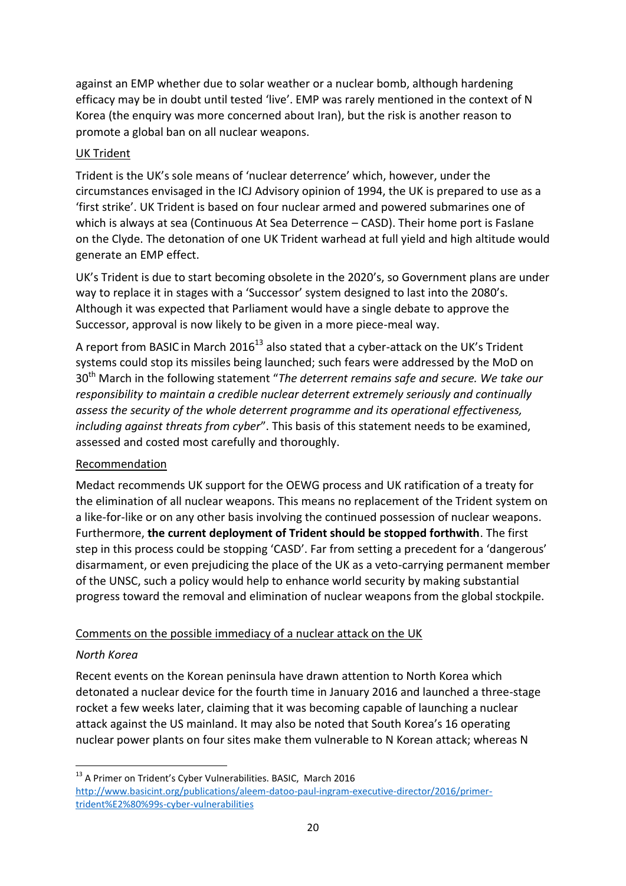against an EMP whether due to solar weather or a nuclear bomb, although hardening efficacy may be in doubt until tested 'live'. EMP was rarely mentioned in the context of N Korea (the enquiry was more concerned about Iran), but the risk is another reason to promote a global ban on all nuclear weapons.

UK Trident

Trident is the UK's sole means of 'nuclear deterrence' which, however, under the circumstances envisaged in the ICJ Advisory opinion of 1994, the UK is prepared to use as a 'first strike'. UK Trident is based on four nuclear armed and powered submarines one of which is always at sea (Continuous At Sea Deterrence – CASD). Their home port is Faslane on the Clyde. The detonation of one UK Trident warhead at full yield and high altitude would generate an EMP effect.

UK's Trident is due to start becoming obsolete in the 2020's, so Government plans are under way to replace it in stages with a 'Successor' system designed to last into the 2080's. Although it was expected that Parliament would have a single debate to approve the Successor, approval is now likely to be given in a more piece-meal way.

A report from BASIC in March 2016[13] also stated that a cyber-attack on the UK's Trident systems could stop its missiles being launched; such fears were addressed by the MoD on 30th March in the following statement "*The deterrent remains safe and secure. We take our responsibility to maintain a credible nuclear deterrent extremely seriously and continually assess the security of the whole deterrent programme and its operational effectiveness, including against threats from cyber*". This basis of this statement needs to be examined, assessed and costed most carefully and thoroughly.

Recommendation

Medact recommends UK support for the OEWG process and UK ratification of a treaty for the elimination of all nuclear weapons. This means no replacement of the Trident system on a like-for-like or on any other basis involving the continued possession of nuclear weapons. Furthermore, **the current deployment of Trident should be stopped forthwith**. The first step in this process could be stopping 'CASD'. Far from setting a precedent for a 'dangerous' disarmament, or even prejudicing the place of the UK as a veto-carrying permanent member of the UNSC, such a policy would help to enhance world security by making substantial progress toward the removal and elimination of nuclear weapons from the global stockpile.

Comments on the possible immediacy of a nuclear attack on the UK

*North Korea*

Recent events on the Korean peninsula have drawn attention to North Korea which detonated a nuclear device for the fourth time in January 2016 and launched a three-stage rocket a few weeks later, claiming that it was becoming capable of launching a nuclear attack against the US mainland. It may also be noted that South Korea's 16 operating nuclear power plants on four sites make them vulnerable to N Korean attack; whereas N

---

[13] A Primer on Trident's Cyber Vulnerabilities. BASIC, March 2016 http://www.basicint.org/publications/aleem-datoo-paul-ingram-executive-director/2016/primer-trident%E2%80%99s-cyber-vulnerabilities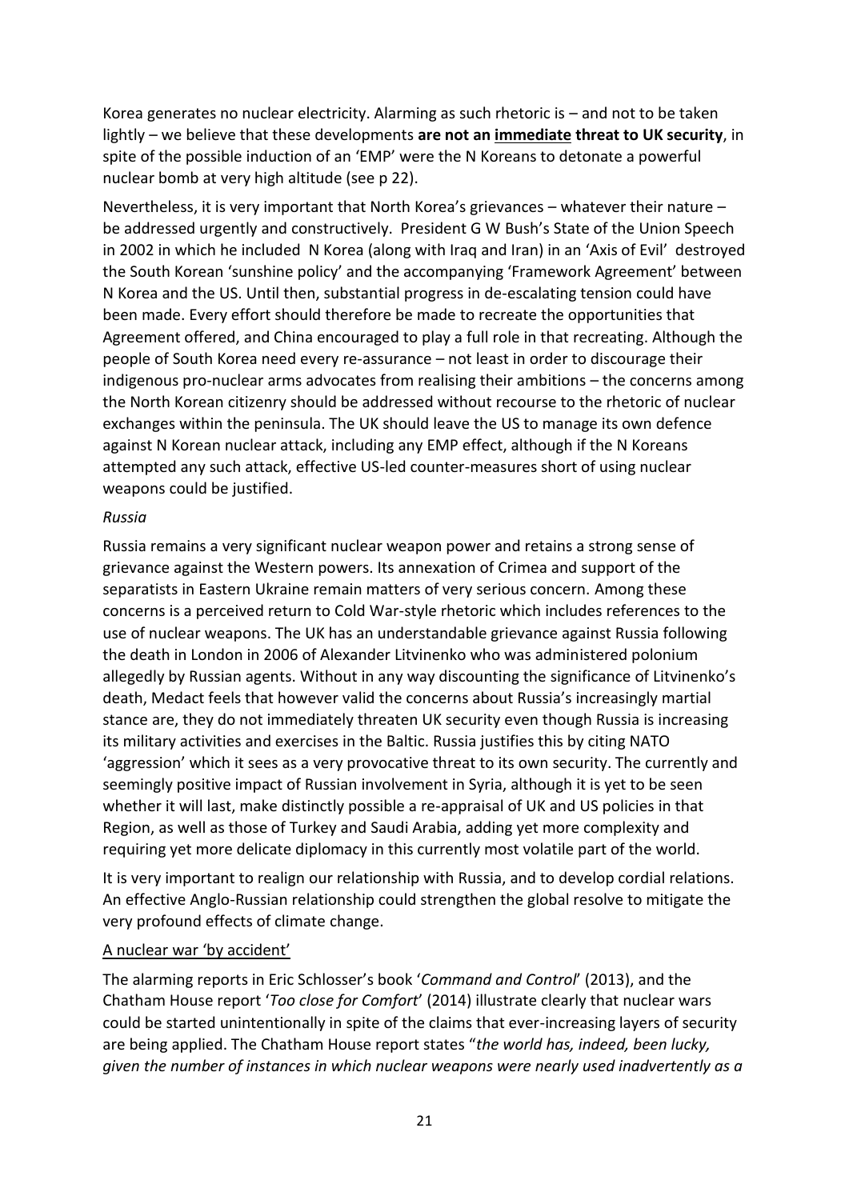Korea generates no nuclear electricity. Alarming as such rhetoric is – and not to be taken lightly – we believe that these developments **are not an <u>immediate</u> threat to UK security**, in spite of the possible induction of an 'EMP' were the N Koreans to detonate a powerful nuclear bomb at very high altitude (see p 22).

Nevertheless, it is very important that North Korea's grievances – whatever their nature – be addressed urgently and constructively. President G W Bush's State of the Union Speech in 2002 in which he included N Korea (along with Iraq and Iran) in an 'Axis of Evil' destroyed the South Korean 'sunshine policy' and the accompanying 'Framework Agreement' between N Korea and the US. Until then, substantial progress in de-escalating tension could have been made. Every effort should therefore be made to recreate the opportunities that Agreement offered, and China encouraged to play a full role in that recreating. Although the people of South Korea need every re-assurance – not least in order to discourage their indigenous pro-nuclear arms advocates from realising their ambitions – the concerns among the North Korean citizenry should be addressed without recourse to the rhetoric of nuclear exchanges within the peninsula. The UK should leave the US to manage its own defence against N Korean nuclear attack, including any EMP effect, although if the N Koreans attempted any such attack, effective US-led counter-measures short of using nuclear weapons could be justified.

*Russia*

Russia remains a very significant nuclear weapon power and retains a strong sense of grievance against the Western powers. Its annexation of Crimea and support of the separatists in Eastern Ukraine remain matters of very serious concern. Among these concerns is a perceived return to Cold War-style rhetoric which includes references to the use of nuclear weapons. The UK has an understandable grievance against Russia following the death in London in 2006 of Alexander Litvinenko who was administered polonium allegedly by Russian agents. Without in any way discounting the significance of Litvinenko's death, Medact feels that however valid the concerns about Russia's increasingly martial stance are, they do not immediately threaten UK security even though Russia is increasing its military activities and exercises in the Baltic. Russia justifies this by citing NATO 'aggression' which it sees as a very provocative threat to its own security. The currently and seemingly positive impact of Russian involvement in Syria, although it is yet to be seen whether it will last, make distinctly possible a re-appraisal of UK and US policies in that Region, as well as those of Turkey and Saudi Arabia, adding yet more complexity and requiring yet more delicate diplomacy in this currently most volatile part of the world.

It is very important to realign our relationship with Russia, and to develop cordial relations. An effective Anglo-Russian relationship could strengthen the global resolve to mitigate the very profound effects of climate change.

<u>A nuclear war 'by accident'</u>

The alarming reports in Eric Schlosser's book '*Command and Control*' (2013), and the Chatham House report '*Too close for Comfort*' (2014) illustrate clearly that nuclear wars could be started unintentionally in spite of the claims that ever-increasing layers of security are being applied. The Chatham House report states "*the world has, indeed, been lucky, given the number of instances in which nuclear weapons were nearly used inadvertently as a*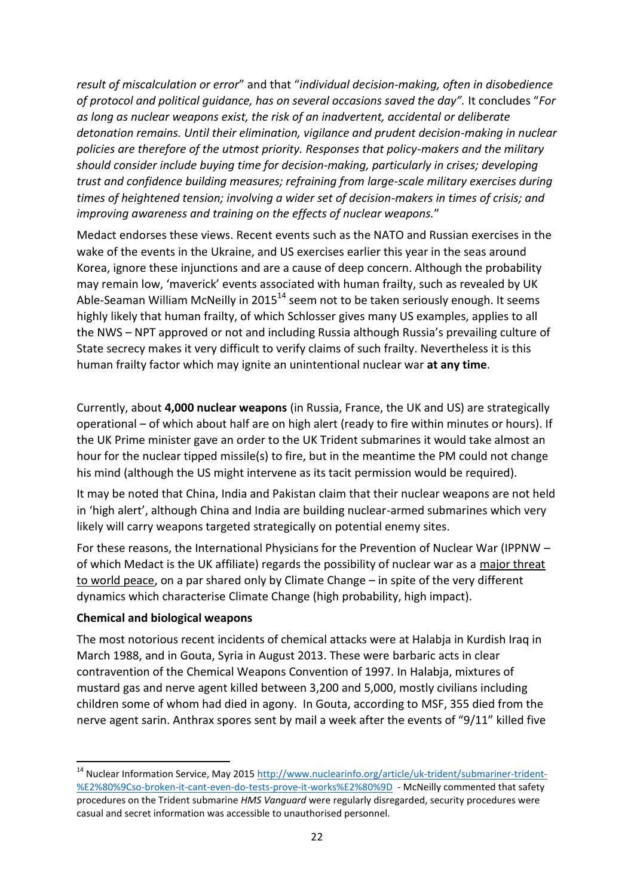*result of miscalculation or error*" and that "*individual decision-making, often in disobedience of protocol and political guidance, has on several occasions saved the day".* It concludes "*For as long as nuclear weapons exist, the risk of an inadvertent, accidental or deliberate detonation remains. Until their elimination, vigilance and prudent decision-making in nuclear policies are therefore of the utmost priority. Responses that policy-makers and the military should consider include buying time for decision-making, particularly in crises; developing trust and confidence building measures; refraining from large-scale military exercises during times of heightened tension; involving a wider set of decision-makers in times of crisis; and improving awareness and training on the effects of nuclear weapons.*"

Medact endorses these views. Recent events such as the NATO and Russian exercises in the wake of the events in the Ukraine, and US exercises earlier this year in the seas around Korea, ignore these injunctions and are a cause of deep concern. Although the probability may remain low, 'maverick' events associated with human frailty, such as revealed by UK Able-Seaman William McNeilly in 2015[14] seem not to be taken seriously enough. It seems highly likely that human frailty, of which Schlosser gives many US examples, applies to all the NWS – NPT approved or not and including Russia although Russia's prevailing culture of State secrecy makes it very difficult to verify claims of such frailty. Nevertheless it is this human frailty factor which may ignite an unintentional nuclear war **at any time**.

Currently, about **4,000 nuclear weapons** (in Russia, France, the UK and US) are strategically operational – of which about half are on high alert (ready to fire within minutes or hours). If the UK Prime minister gave an order to the UK Trident submarines it would take almost an hour for the nuclear tipped missile(s) to fire, but in the meantime the PM could not change his mind (although the US might intervene as its tacit permission would be required).

It may be noted that China, India and Pakistan claim that their nuclear weapons are not held in 'high alert', although China and India are building nuclear-armed submarines which very likely will carry weapons targeted strategically on potential enemy sites.

For these reasons, the International Physicians for the Prevention of Nuclear War (IPPNW – of which Medact is the UK affiliate) regards the possibility of nuclear war as a major threat to world peace, on a par shared only by Climate Change – in spite of the very different dynamics which characterise Climate Change (high probability, high impact).

**Chemical and biological weapons**

The most notorious recent incidents of chemical attacks were at Halabja in Kurdish Iraq in March 1988, and in Gouta, Syria in August 2013. These were barbaric acts in clear contravention of the Chemical Weapons Convention of 1997. In Halabja, mixtures of mustard gas and nerve agent killed between 3,200 and 5,000, mostly civilians including children some of whom had died in agony. In Gouta, according to MSF, 355 died from the nerve agent sarin. Anthrax spores sent by mail a week after the events of "9/11" killed five

---

[14] Nuclear Information Service, May 2015 http://www.nuclearinfo.org/article/uk-trident/submariner-trident-%E2%80%9Cso-broken-it-cant-even-do-tests-prove-it-works%E2%80%9D - McNeilly commented that safety procedures on the Trident submarine *HMS Vanguard* were regularly disregarded, security procedures were casual and secret information was accessible to unauthorised personnel.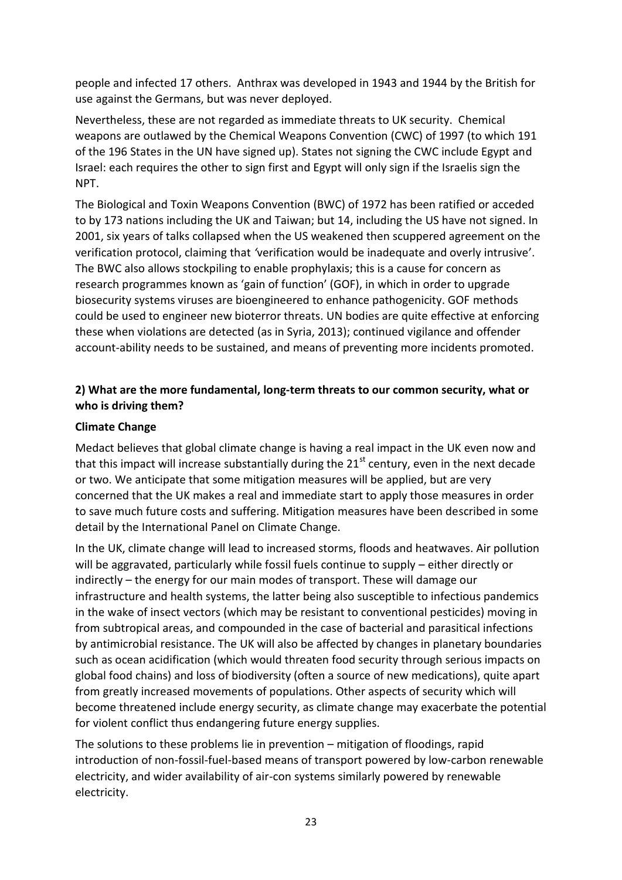people and infected 17 others. Anthrax was developed in 1943 and 1944 by the British for use against the Germans, but was never deployed.

Nevertheless, these are not regarded as immediate threats to UK security. Chemical weapons are outlawed by the Chemical Weapons Convention (CWC) of 1997 (to which 191 of the 196 States in the UN have signed up). States not signing the CWC include Egypt and Israel: each requires the other to sign first and Egypt will only sign if the Israelis sign the NPT.

The Biological and Toxin Weapons Convention (BWC) of 1972 has been ratified or acceded to by 173 nations including the UK and Taiwan; but 14, including the US have not signed. In 2001, six years of talks collapsed when the US weakened then scuppered agreement on the verification protocol, claiming that *'*verification would be inadequate and overly intrusive'. The BWC also allows stockpiling to enable prophylaxis; this is a cause for concern as research programmes known as 'gain of function' (GOF), in which in order to upgrade biosecurity systems viruses are bioengineered to enhance pathogenicity. GOF methods could be used to engineer new bioterror threats. UN bodies are quite effective at enforcing these when violations are detected (as in Syria, 2013); continued vigilance and offender account-ability needs to be sustained, and means of preventing more incidents promoted.

### 2) What are the more fundamental, long-term threats to our common security, what or who is driving them?

**Climate Change**

Medact believes that global climate change is having a real impact in the UK even now and that this impact will increase substantially during the 21st century, even in the next decade or two. We anticipate that some mitigation measures will be applied, but are very concerned that the UK makes a real and immediate start to apply those measures in order to save much future costs and suffering. Mitigation measures have been described in some detail by the International Panel on Climate Change.

In the UK, climate change will lead to increased storms, floods and heatwaves. Air pollution will be aggravated, particularly while fossil fuels continue to supply – either directly or indirectly – the energy for our main modes of transport. These will damage our infrastructure and health systems, the latter being also susceptible to infectious pandemics in the wake of insect vectors (which may be resistant to conventional pesticides) moving in from subtropical areas, and compounded in the case of bacterial and parasitical infections by antimicrobial resistance. The UK will also be affected by changes in planetary boundaries such as ocean acidification (which would threaten food security through serious impacts on global food chains) and loss of biodiversity (often a source of new medications), quite apart from greatly increased movements of populations. Other aspects of security which will become threatened include energy security, as climate change may exacerbate the potential for violent conflict thus endangering future energy supplies.

The solutions to these problems lie in prevention – mitigation of floodings, rapid introduction of non-fossil-fuel-based means of transport powered by low-carbon renewable electricity, and wider availability of air-con systems similarly powered by renewable electricity.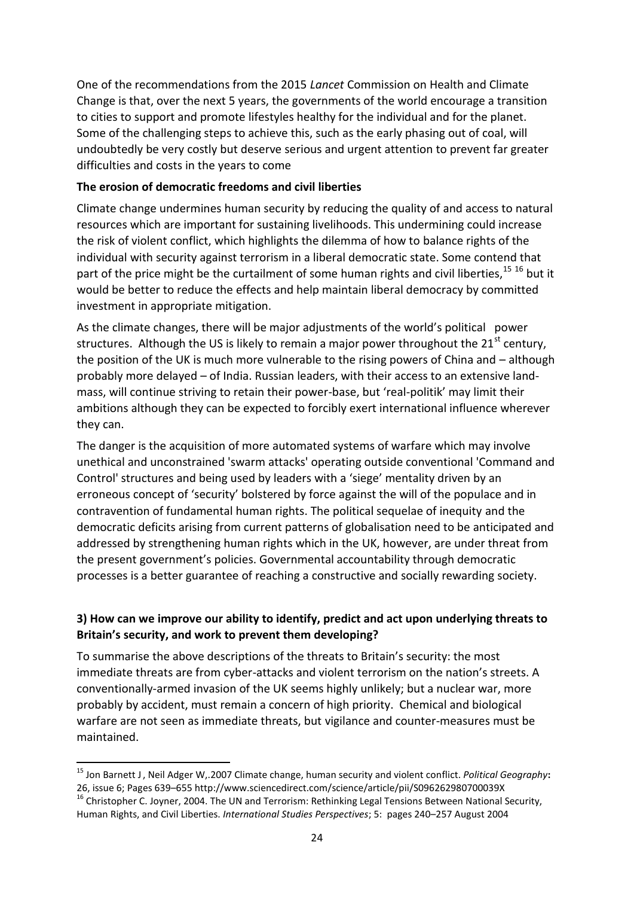One of the recommendations from the 2015 *Lancet* Commission on Health and Climate Change is that, over the next 5 years, the governments of the world encourage a transition to cities to support and promote lifestyles healthy for the individual and for the planet. Some of the challenging steps to achieve this, such as the early phasing out of coal, will undoubtedly be very costly but deserve serious and urgent attention to prevent far greater difficulties and costs in the years to come

**The erosion of democratic freedoms and civil liberties**

Climate change undermines human security by reducing the quality of and access to natural resources which are important for sustaining livelihoods. This undermining could increase the risk of violent conflict, which highlights the dilemma of how to balance rights of the individual with security against terrorism in a liberal democratic state. Some contend that part of the price might be the curtailment of some human rights and civil liberties,[15] [16] but it would be better to reduce the effects and help maintain liberal democracy by committed investment in appropriate mitigation.

As the climate changes, there will be major adjustments of the world's political power structures. Although the US is likely to remain a major power throughout the 21st century, the position of the UK is much more vulnerable to the rising powers of China and – although probably more delayed – of India. Russian leaders, with their access to an extensive land-mass, will continue striving to retain their power-base, but 'real-politik' may limit their ambitions although they can be expected to forcibly exert international influence wherever they can.

The danger is the acquisition of more automated systems of warfare which may involve unethical and unconstrained 'swarm attacks' operating outside conventional 'Command and Control' structures and being used by leaders with a 'siege' mentality driven by an erroneous concept of 'security' bolstered by force against the will of the populace and in contravention of fundamental human rights. The political sequelae of inequity and the democratic deficits arising from current patterns of globalisation need to be anticipated and addressed by strengthening human rights which in the UK, however, are under threat from the present government's policies. Governmental accountability through democratic processes is a better guarantee of reaching a constructive and socially rewarding society.

### 3) How can we improve our ability to identify, predict and act upon underlying threats to Britain's security, and work to prevent them developing?

To summarise the above descriptions of the threats to Britain's security: the most immediate threats are from cyber-attacks and violent terrorism on the nation's streets. A conventionally-armed invasion of the UK seems highly unlikely; but a nuclear war, more probably by accident, must remain a concern of high priority. Chemical and biological warfare are not seen as immediate threats, but vigilance and counter-measures must be maintained.

---

[15] Jon Barnett J , Neil Adger W,.2007 Climate change, human security and violent conflict. *Political Geography*: 26, issue 6; Pages 639–655 http://www.sciencedirect.com/science/article/pii/S096262980700039X

[16] Christopher C. Joyner, 2004. The UN and Terrorism: Rethinking Legal Tensions Between National Security, Human Rights, and Civil Liberties. *International Studies Perspectives*; 5: pages 240–257 August 2004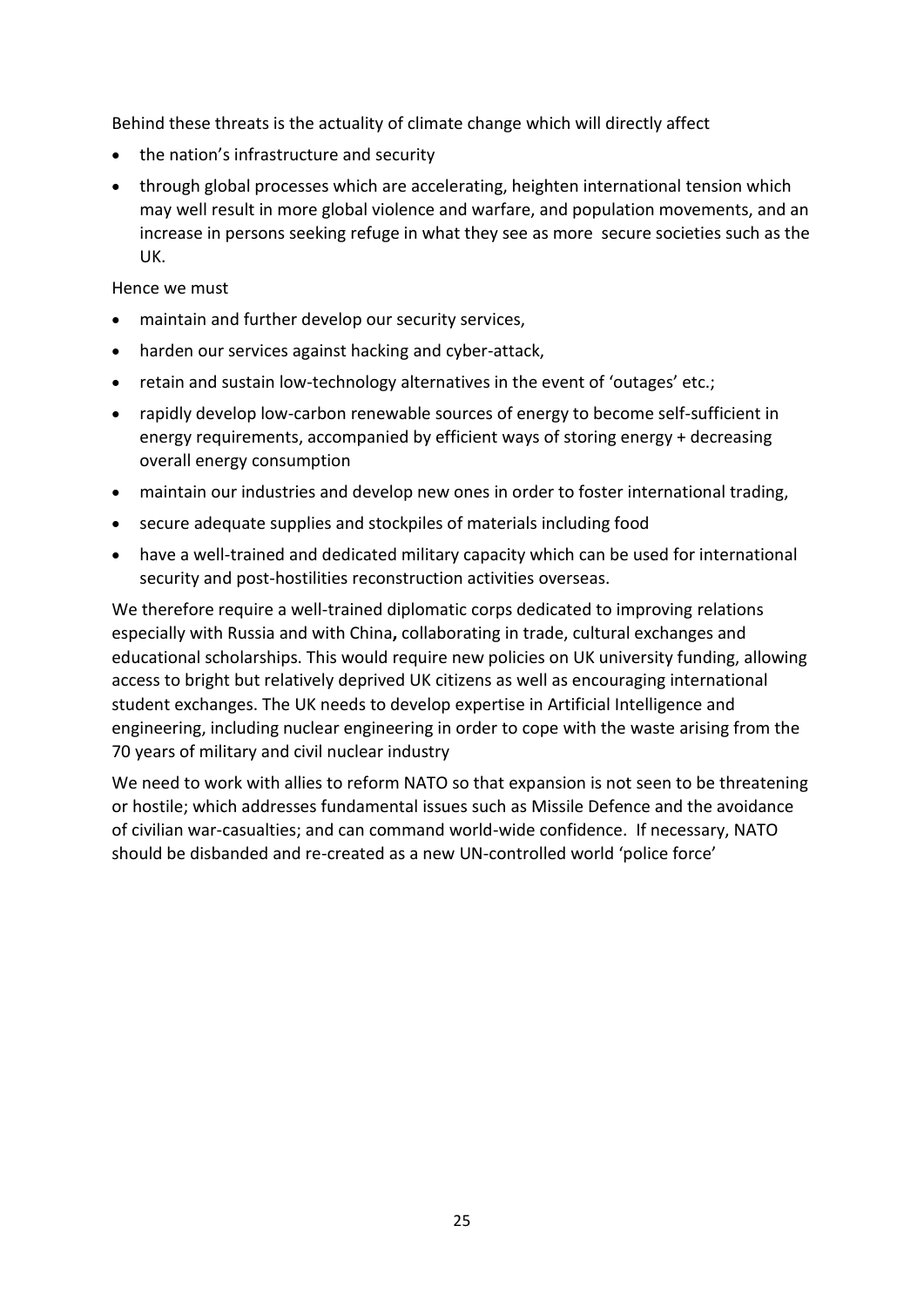Behind these threats is the actuality of climate change which will directly affect

- the nation's infrastructure and security
- through global processes which are accelerating, heighten international tension which may well result in more global violence and warfare, and population movements, and an increase in persons seeking refuge in what they see as more secure societies such as the UK.

Hence we must

- maintain and further develop our security services,
- harden our services against hacking and cyber-attack,
- retain and sustain low-technology alternatives in the event of 'outages' etc.;
- rapidly develop low-carbon renewable sources of energy to become self-sufficient in energy requirements, accompanied by efficient ways of storing energy + decreasing overall energy consumption
- maintain our industries and develop new ones in order to foster international trading,
- secure adequate supplies and stockpiles of materials including food
- have a well-trained and dedicated military capacity which can be used for international security and post-hostilities reconstruction activities overseas.

We therefore require a well-trained diplomatic corps dedicated to improving relations especially with Russia and with China**,** collaborating in trade, cultural exchanges and educational scholarships. This would require new policies on UK university funding, allowing access to bright but relatively deprived UK citizens as well as encouraging international student exchanges. The UK needs to develop expertise in Artificial Intelligence and engineering, including nuclear engineering in order to cope with the waste arising from the 70 years of military and civil nuclear industry

We need to work with allies to reform NATO so that expansion is not seen to be threatening or hostile; which addresses fundamental issues such as Missile Defence and the avoidance of civilian war-casualties; and can command world-wide confidence. If necessary, NATO should be disbanded and re-created as a new UN-controlled world 'police force'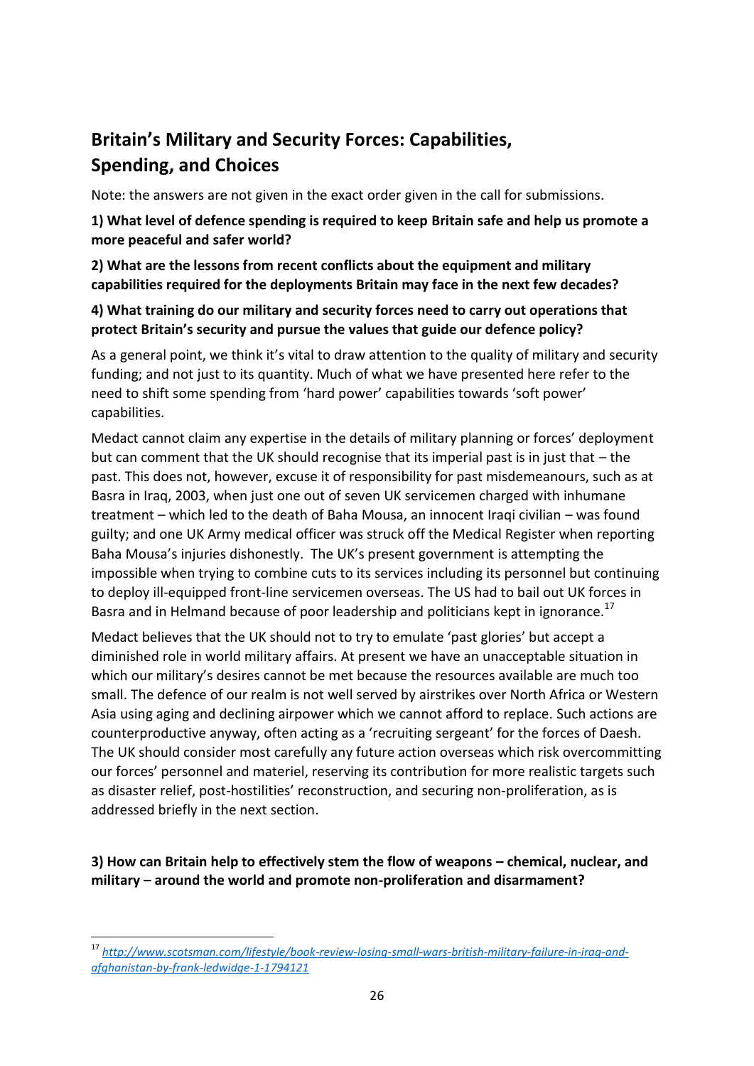## Britain's Military and Security Forces: Capabilities, Spending, and Choices

Note: the answers are not given in the exact order given in the call for submissions.

**1) What level of defence spending is required to keep Britain safe and help us promote a more peaceful and safer world?**

**2) What are the lessons from recent conflicts about the equipment and military capabilities required for the deployments Britain may face in the next few decades?**

**4) What training do our military and security forces need to carry out operations that protect Britain's security and pursue the values that guide our defence policy?**

As a general point, we think it's vital to draw attention to the quality of military and security funding; and not just to its quantity. Much of what we have presented here refer to the need to shift some spending from 'hard power' capabilities towards 'soft power' capabilities.

Medact cannot claim any expertise in the details of military planning or forces' deployment but can comment that the UK should recognise that its imperial past is in just that – the past. This does not, however, excuse it of responsibility for past misdemeanours, such as at Basra in Iraq, 2003, when just one out of seven UK servicemen charged with inhumane treatment – which led to the death of Baha Mousa, an innocent Iraqi civilian – was found guilty; and one UK Army medical officer was struck off the Medical Register when reporting Baha Mousa's injuries dishonestly. The UK's present government is attempting the impossible when trying to combine cuts to its services including its personnel but continuing to deploy ill-equipped front-line servicemen overseas. The US had to bail out UK forces in Basra and in Helmand because of poor leadership and politicians kept in ignorance.[17]

Medact believes that the UK should not to try to emulate 'past glories' but accept a diminished role in world military affairs. At present we have an unacceptable situation in which our military's desires cannot be met because the resources available are much too small. The defence of our realm is not well served by airstrikes over North Africa or Western Asia using aging and declining airpower which we cannot afford to replace. Such actions are counterproductive anyway, often acting as a 'recruiting sergeant' for the forces of Daesh. The UK should consider most carefully any future action overseas which risk overcommitting our forces' personnel and materiel, reserving its contribution for more realistic targets such as disaster relief, post-hostilities' reconstruction, and securing non-proliferation, as is addressed briefly in the next section.

**3) How can Britain help to effectively stem the flow of weapons – chemical, nuclear, and military – around the world and promote non-proliferation and disarmament?**

---

[17] *http://www.scotsman.com/lifestyle/book-review-losing-small-wars-british-military-failure-in-iraq-and-afghanistan-by-frank-ledwidge-1-1794121*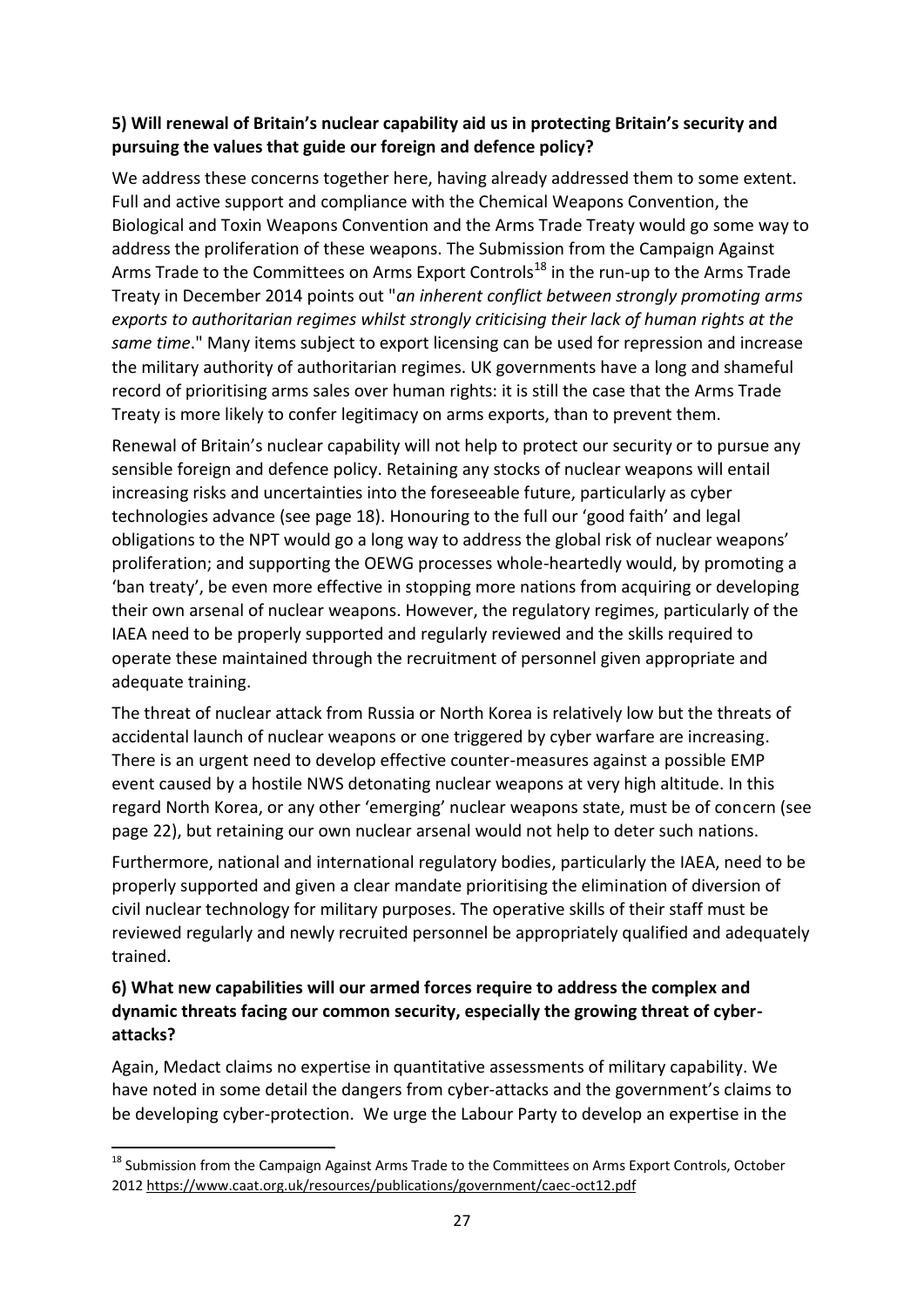**5) Will renewal of Britain's nuclear capability aid us in protecting Britain's security and pursuing the values that guide our foreign and defence policy?**

We address these concerns together here, having already addressed them to some extent. Full and active support and compliance with the Chemical Weapons Convention, the Biological and Toxin Weapons Convention and the Arms Trade Treaty would go some way to address the proliferation of these weapons. The Submission from the Campaign Against Arms Trade to the Committees on Arms Export Controls[18] in the run-up to the Arms Trade Treaty in December 2014 points out "*an inherent conflict between strongly promoting arms exports to authoritarian regimes whilst strongly criticising their lack of human rights at the same time*." Many items subject to export licensing can be used for repression and increase the military authority of authoritarian regimes. UK governments have a long and shameful record of prioritising arms sales over human rights: it is still the case that the Arms Trade Treaty is more likely to confer legitimacy on arms exports, than to prevent them.

Renewal of Britain's nuclear capability will not help to protect our security or to pursue any sensible foreign and defence policy. Retaining any stocks of nuclear weapons will entail increasing risks and uncertainties into the foreseeable future, particularly as cyber technologies advance (see page 18). Honouring to the full our 'good faith' and legal obligations to the NPT would go a long way to address the global risk of nuclear weapons' proliferation; and supporting the OEWG processes whole-heartedly would, by promoting a 'ban treaty', be even more effective in stopping more nations from acquiring or developing their own arsenal of nuclear weapons. However, the regulatory regimes, particularly of the IAEA need to be properly supported and regularly reviewed and the skills required to operate these maintained through the recruitment of personnel given appropriate and adequate training.

The threat of nuclear attack from Russia or North Korea is relatively low but the threats of accidental launch of nuclear weapons or one triggered by cyber warfare are increasing. There is an urgent need to develop effective counter-measures against a possible EMP event caused by a hostile NWS detonating nuclear weapons at very high altitude. In this regard North Korea, or any other 'emerging' nuclear weapons state, must be of concern (see page 22), but retaining our own nuclear arsenal would not help to deter such nations.

Furthermore, national and international regulatory bodies, particularly the IAEA, need to be properly supported and given a clear mandate prioritising the elimination of diversion of civil nuclear technology for military purposes. The operative skills of their staff must be reviewed regularly and newly recruited personnel be appropriately qualified and adequately trained.

**6) What new capabilities will our armed forces require to address the complex and dynamic threats facing our common security, especially the growing threat of cyber-attacks?**

Again, Medact claims no expertise in quantitative assessments of military capability. We have noted in some detail the dangers from cyber-attacks and the government's claims to be developing cyber-protection. We urge the Labour Party to develop an expertise in the

[18] Submission from the Campaign Against Arms Trade to the Committees on Arms Export Controls, October 2012 https://www.caat.org.uk/resources/publications/government/caec-oct12.pdf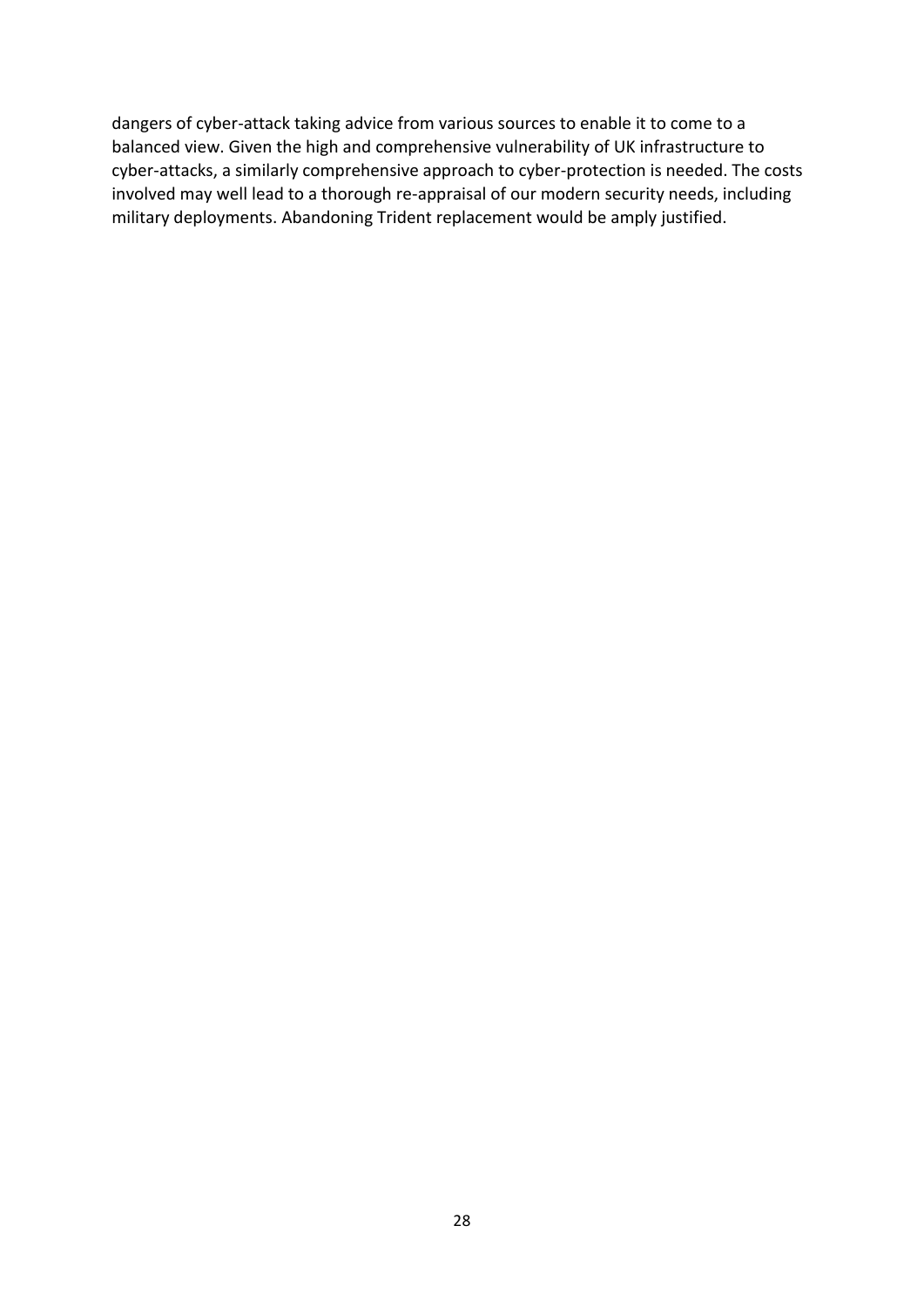dangers of cyber-attack taking advice from various sources to enable it to come to a balanced view. Given the high and comprehensive vulnerability of UK infrastructure to cyber-attacks, a similarly comprehensive approach to cyber-protection is needed. The costs involved may well lead to a thorough re-appraisal of our modern security needs, including military deployments. Abandoning Trident replacement would be amply justified.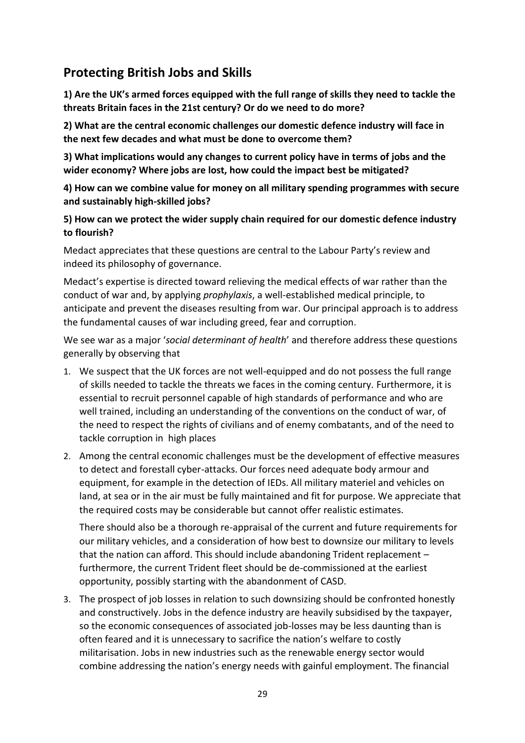## Protecting British Jobs and Skills

**1) Are the UK's armed forces equipped with the full range of skills they need to tackle the threats Britain faces in the 21st century? Or do we need to do more?**

**2) What are the central economic challenges our domestic defence industry will face in the next few decades and what must be done to overcome them?**

**3) What implications would any changes to current policy have in terms of jobs and the wider economy? Where jobs are lost, how could the impact best be mitigated?**

**4) How can we combine value for money on all military spending programmes with secure and sustainably high-skilled jobs?**

**5) How can we protect the wider supply chain required for our domestic defence industry to flourish?**

Medact appreciates that these questions are central to the Labour Party's review and indeed its philosophy of governance.

Medact's expertise is directed toward relieving the medical effects of war rather than the conduct of war and, by applying *prophylaxis*, a well-established medical principle, to anticipate and prevent the diseases resulting from war. Our principal approach is to address the fundamental causes of war including greed, fear and corruption.

We see war as a major '*social determinant of health*' and therefore address these questions generally by observing that

1. We suspect that the UK forces are not well-equipped and do not possess the full range of skills needed to tackle the threats we faces in the coming century. Furthermore, it is essential to recruit personnel capable of high standards of performance and who are well trained, including an understanding of the conventions on the conduct of war, of the need to respect the rights of civilians and of enemy combatants, and of the need to tackle corruption in high places
2. Among the central economic challenges must be the development of effective measures to detect and forestall cyber-attacks. Our forces need adequate body armour and equipment, for example in the detection of IEDs. All military materiel and vehicles on land, at sea or in the air must be fully maintained and fit for purpose. We appreciate that the required costs may be considerable but cannot offer realistic estimates.

   There should also be a thorough re-appraisal of the current and future requirements for our military vehicles, and a consideration of how best to downsize our military to levels that the nation can afford. This should include abandoning Trident replacement – furthermore, the current Trident fleet should be de-commissioned at the earliest opportunity, possibly starting with the abandonment of CASD.
3. The prospect of job losses in relation to such downsizing should be confronted honestly and constructively. Jobs in the defence industry are heavily subsidised by the taxpayer, so the economic consequences of associated job-losses may be less daunting than is often feared and it is unnecessary to sacrifice the nation's welfare to costly militarisation. Jobs in new industries such as the renewable energy sector would combine addressing the nation's energy needs with gainful employment. The financial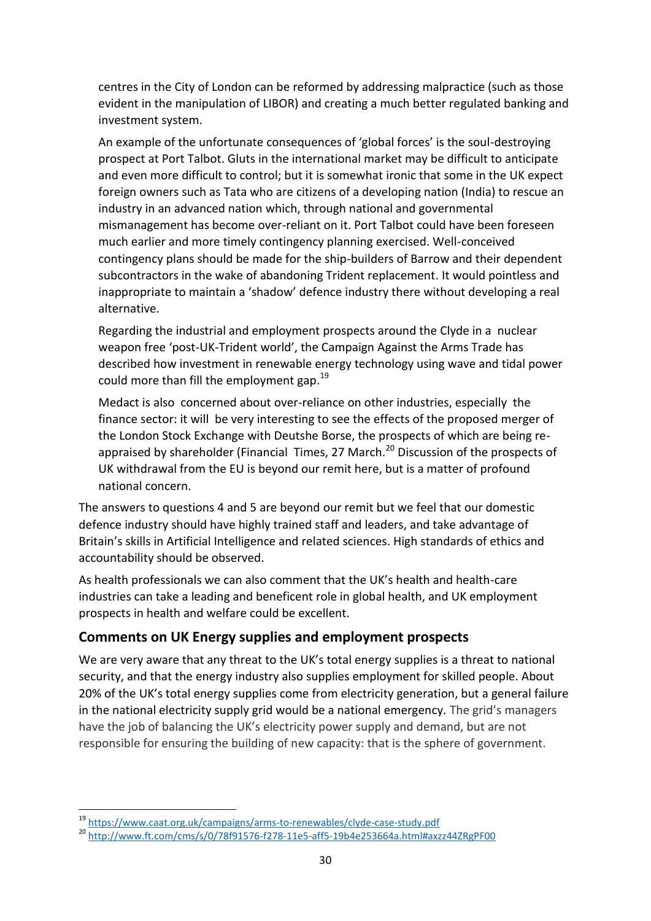centres in the City of London can be reformed by addressing malpractice (such as those evident in the manipulation of LIBOR) and creating a much better regulated banking and investment system.

An example of the unfortunate consequences of 'global forces' is the soul-destroying prospect at Port Talbot. Gluts in the international market may be difficult to anticipate and even more difficult to control; but it is somewhat ironic that some in the UK expect foreign owners such as Tata who are citizens of a developing nation (India) to rescue an industry in an advanced nation which, through national and governmental mismanagement has become over-reliant on it. Port Talbot could have been foreseen much earlier and more timely contingency planning exercised. Well-conceived contingency plans should be made for the ship-builders of Barrow and their dependent subcontractors in the wake of abandoning Trident replacement. It would pointless and inappropriate to maintain a 'shadow' defence industry there without developing a real alternative.

Regarding the industrial and employment prospects around the Clyde in a nuclear weapon free 'post-UK-Trident world', the Campaign Against the Arms Trade has described how investment in renewable energy technology using wave and tidal power could more than fill the employment gap.[19]

Medact is also concerned about over-reliance on other industries, especially the finance sector: it will be very interesting to see the effects of the proposed merger of the London Stock Exchange with Deutshe Borse, the prospects of which are being re-appraised by shareholder (Financial Times, 27 March.[20] Discussion of the prospects of UK withdrawal from the EU is beyond our remit here, but is a matter of profound national concern.

The answers to questions 4 and 5 are beyond our remit but we feel that our domestic defence industry should have highly trained staff and leaders, and take advantage of Britain's skills in Artificial Intelligence and related sciences. High standards of ethics and accountability should be observed.

As health professionals we can also comment that the UK's health and health-care industries can take a leading and beneficent role in global health, and UK employment prospects in health and welfare could be excellent.

## Comments on UK Energy supplies and employment prospects

We are very aware that any threat to the UK's total energy supplies is a threat to national security, and that the energy industry also supplies employment for skilled people. About 20% of the UK's total energy supplies come from electricity generation, but a general failure in the national electricity supply grid would be a national emergency. The grid's managers have the job of balancing the UK's electricity power supply and demand, but are not responsible for ensuring the building of new capacity: that is the sphere of government.

---

[19] https://www.caat.org.uk/campaigns/arms-to-renewables/clyde-case-study.pdf

[20] http://www.ft.com/cms/s/0/78f91576-f278-11e5-aff5-19b4e253664a.html#axzz44ZRgPF00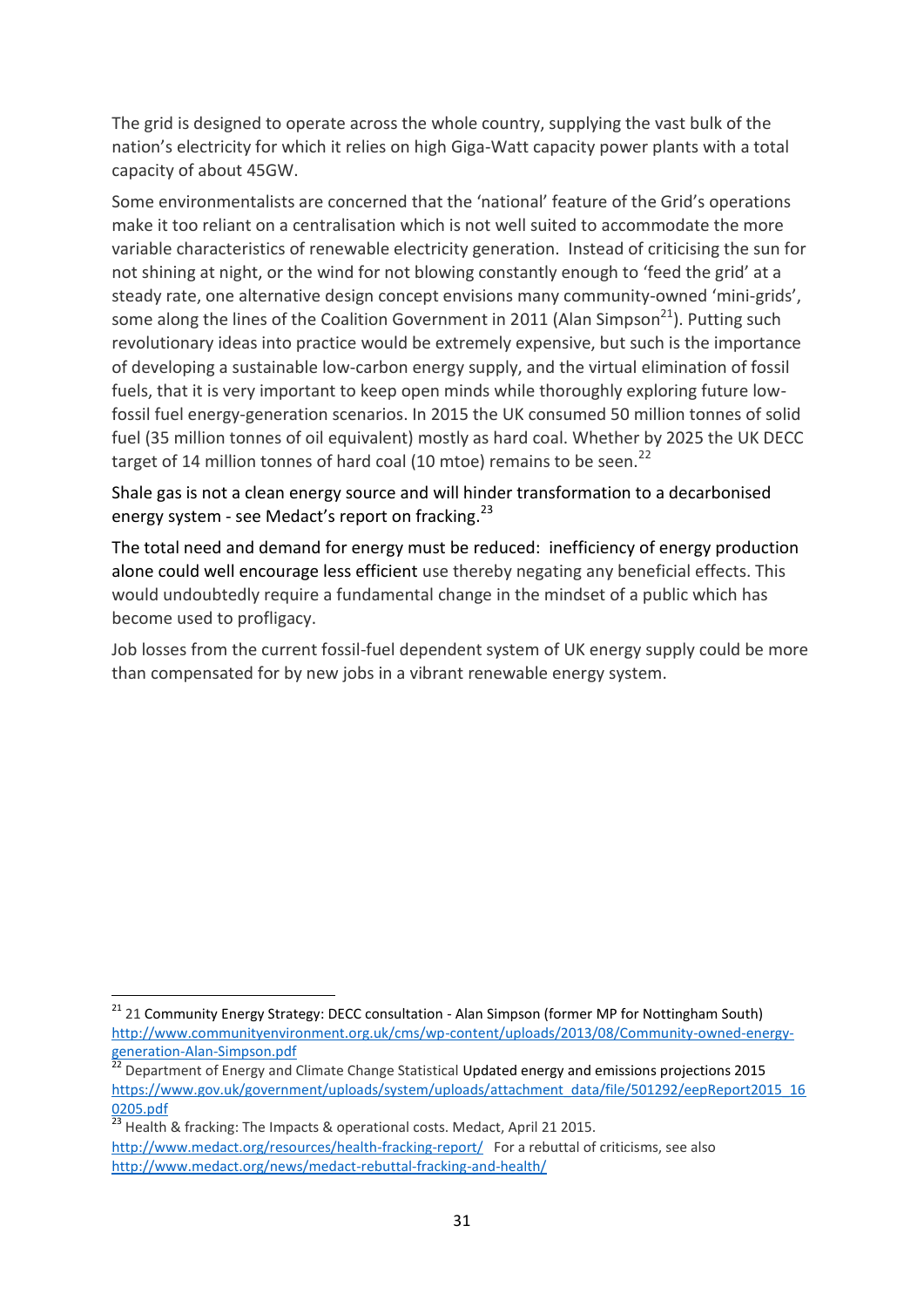The grid is designed to operate across the whole country, supplying the vast bulk of the nation's electricity for which it relies on high Giga-Watt capacity power plants with a total capacity of about 45GW.

Some environmentalists are concerned that the 'national' feature of the Grid's operations make it too reliant on a centralisation which is not well suited to accommodate the more variable characteristics of renewable electricity generation. Instead of criticising the sun for not shining at night, or the wind for not blowing constantly enough to 'feed the grid' at a steady rate, one alternative design concept envisions many community-owned 'mini-grids', some along the lines of the Coalition Government in 2011 (Alan Simpson[21]). Putting such revolutionary ideas into practice would be extremely expensive, but such is the importance of developing a sustainable low-carbon energy supply, and the virtual elimination of fossil fuels, that it is very important to keep open minds while thoroughly exploring future low-fossil fuel energy-generation scenarios. In 2015 the UK consumed 50 million tonnes of solid fuel (35 million tonnes of oil equivalent) mostly as hard coal. Whether by 2025 the UK DECC target of 14 million tonnes of hard coal (10 mtoe) remains to be seen.[22]

Shale gas is not a clean energy source and will hinder transformation to a decarbonised energy system - see Medact's report on fracking.[23]

The total need and demand for energy must be reduced: inefficiency of energy production alone could well encourage less efficient use thereby negating any beneficial effects. This would undoubtedly require a fundamental change in the mindset of a public which has become used to profligacy.

Job losses from the current fossil-fuel dependent system of UK energy supply could be more than compensated for by new jobs in a vibrant renewable energy system.

---

[21] 21 Community Energy Strategy: DECC consultation - Alan Simpson (former MP for Nottingham South) http://www.communityenvironment.org.uk/cms/wp-content/uploads/2013/08/Community-owned-energy-generation-Alan-Simpson.pdf

[22] Department of Energy and Climate Change Statistical Updated energy and emissions projections 2015 https://www.gov.uk/government/uploads/system/uploads/attachment_data/file/501292/eepReport2015_160205.pdf

[23] Health & fracking: The Impacts & operational costs. Medact, April 21 2015. http://www.medact.org/resources/health-fracking-report/ For a rebuttal of criticisms, see also http://www.medact.org/news/medact-rebuttal-fracking-and-health/